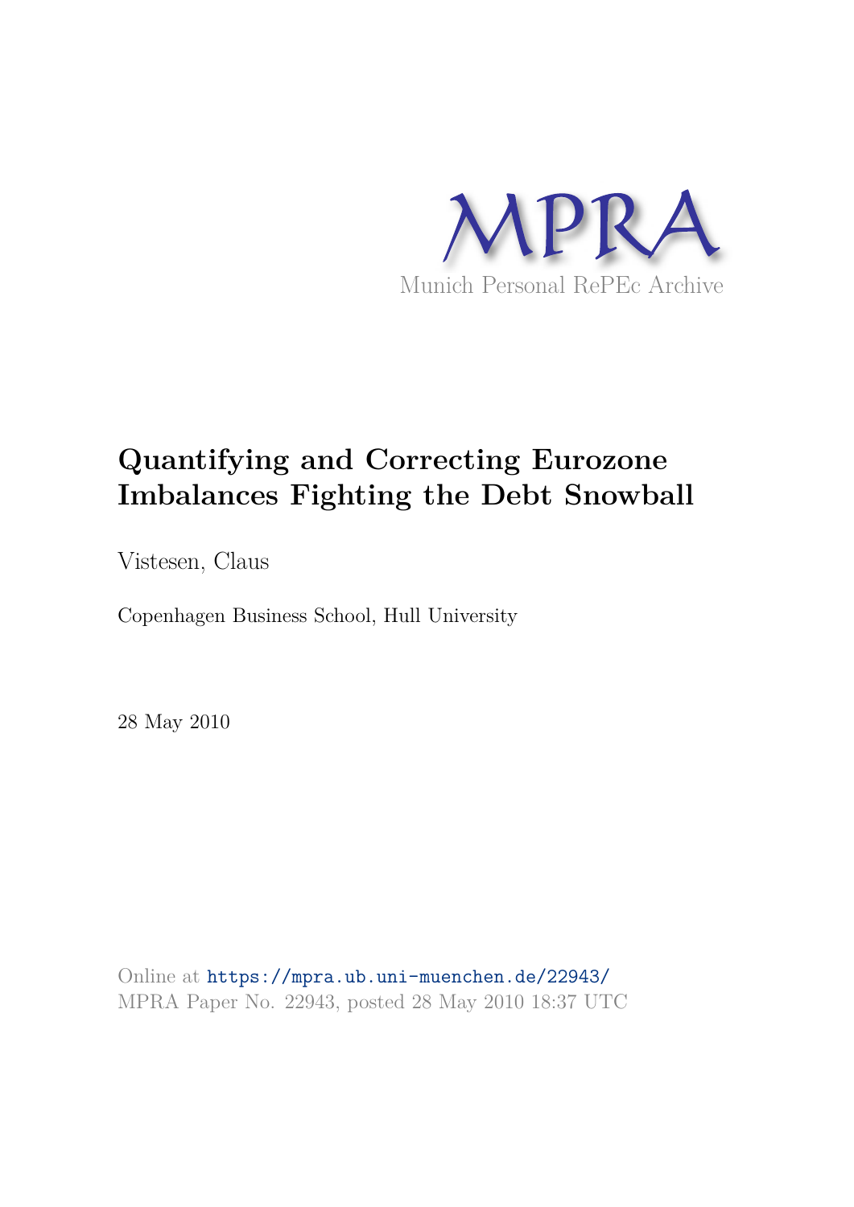MPRA

Munich Personal RePEc Archive

# Quantifying and Correcting Eurozone Imbalances Fighting the Debt Snowball

Vistesen, Claus

Copenhagen Business School, Hull University

28 May 2010

Online at https://mpra.ub.uni-muenchen.de/22943/
MPRA Paper No. 22943, posted 28 May 2010 18:37 UTC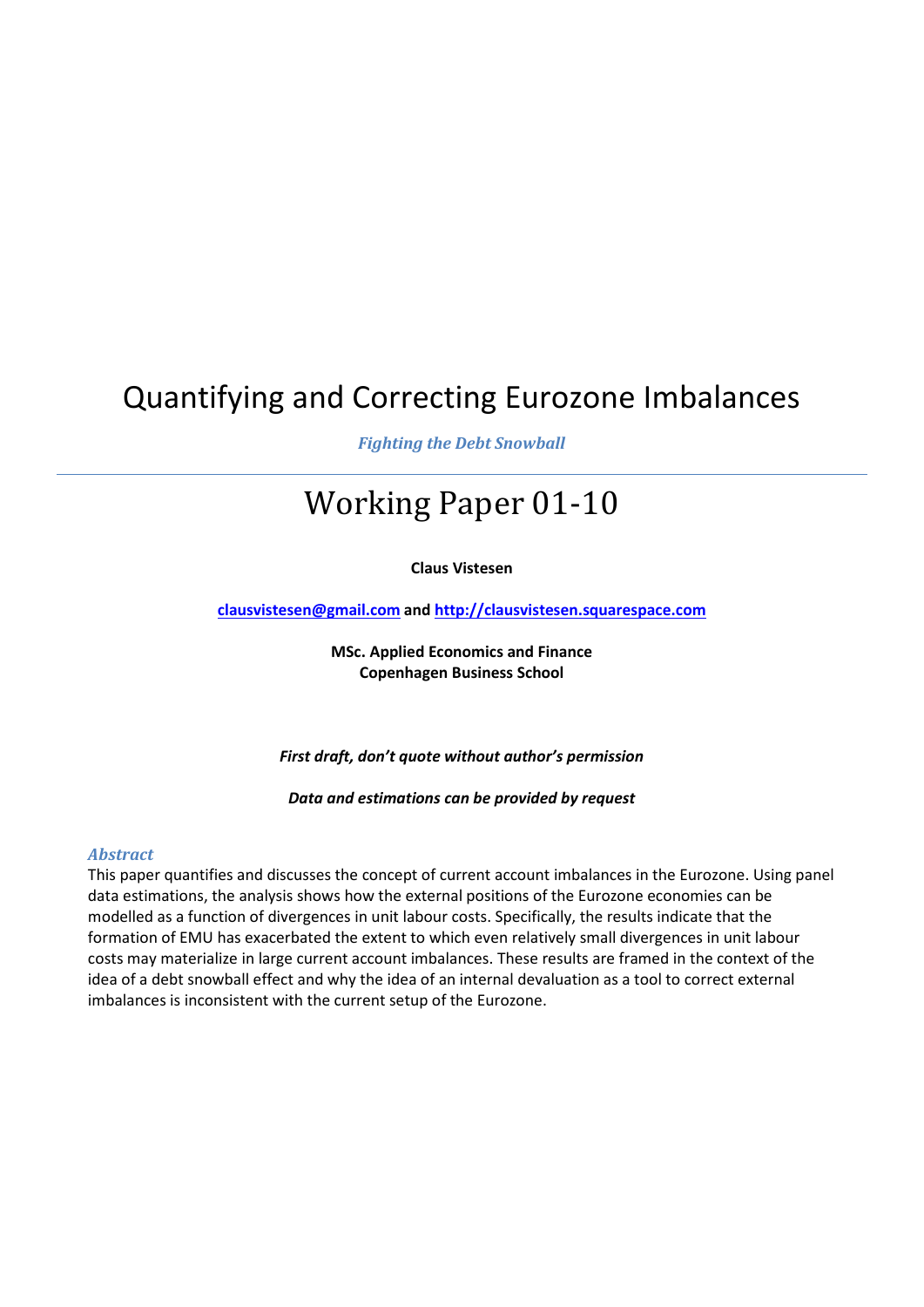# Quantifying and Correcting Eurozone Imbalances

*Fighting the Debt Snowball*

---

# Working Paper 01-10

**Claus Vistesen**

**clausvistesen@gmail.com and http://clausvistesen.squarespace.com**

**MSc. Applied Economics and Finance**
**Copenhagen Business School**

***First draft, don't quote without author's permission***

***Data and estimations can be provided by request***

### *Abstract*

This paper quantifies and discusses the concept of current account imbalances in the Eurozone. Using panel data estimations, the analysis shows how the external positions of the Eurozone economies can be modelled as a function of divergences in unit labour costs. Specifically, the results indicate that the formation of EMU has exacerbated the extent to which even relatively small divergences in unit labour costs may materialize in large current account imbalances. These results are framed in the context of the idea of a debt snowball effect and why the idea of an internal devaluation as a tool to correct external imbalances is inconsistent with the current setup of the Eurozone.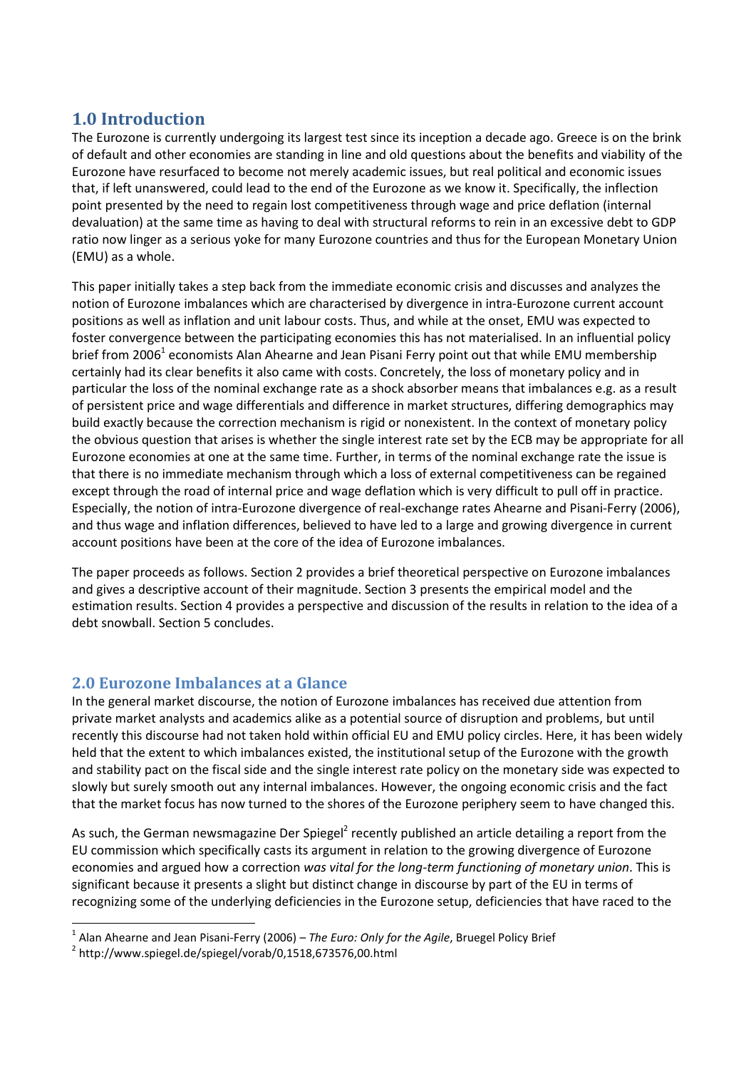## 1.0 Introduction

The Eurozone is currently undergoing its largest test since its inception a decade ago. Greece is on the brink of default and other economies are standing in line and old questions about the benefits and viability of the Eurozone have resurfaced to become not merely academic issues, but real political and economic issues that, if left unanswered, could lead to the end of the Eurozone as we know it. Specifically, the inflection point presented by the need to regain lost competitiveness through wage and price deflation (internal devaluation) at the same time as having to deal with structural reforms to rein in an excessive debt to GDP ratio now linger as a serious yoke for many Eurozone countries and thus for the European Monetary Union (EMU) as a whole.

This paper initially takes a step back from the immediate economic crisis and discusses and analyzes the notion of Eurozone imbalances which are characterised by divergence in intra-Eurozone current account positions as well as inflation and unit labour costs. Thus, and while at the onset, EMU was expected to foster convergence between the participating economies this has not materialised. In an influential policy brief from 2006[1] economists Alan Ahearne and Jean Pisani Ferry point out that while EMU membership certainly had its clear benefits it also came with costs. Concretely, the loss of monetary policy and in particular the loss of the nominal exchange rate as a shock absorber means that imbalances e.g. as a result of persistent price and wage differentials and difference in market structures, differing demographics may build exactly because the correction mechanism is rigid or nonexistent. In the context of monetary policy the obvious question that arises is whether the single interest rate set by the ECB may be appropriate for all Eurozone economies at one at the same time. Further, in terms of the nominal exchange rate the issue is that there is no immediate mechanism through which a loss of external competitiveness can be regained except through the road of internal price and wage deflation which is very difficult to pull off in practice. Especially, the notion of intra-Eurozone divergence of real-exchange rates Ahearne and Pisani-Ferry (2006), and thus wage and inflation differences, believed to have led to a large and growing divergence in current account positions have been at the core of the idea of Eurozone imbalances.

The paper proceeds as follows. Section 2 provides a brief theoretical perspective on Eurozone imbalances and gives a descriptive account of their magnitude. Section 3 presents the empirical model and the estimation results. Section 4 provides a perspective and discussion of the results in relation to the idea of a debt snowball. Section 5 concludes.

## 2.0 Eurozone Imbalances at a Glance

In the general market discourse, the notion of Eurozone imbalances has received due attention from private market analysts and academics alike as a potential source of disruption and problems, but until recently this discourse had not taken hold within official EU and EMU policy circles. Here, it has been widely held that the extent to which imbalances existed, the institutional setup of the Eurozone with the growth and stability pact on the fiscal side and the single interest rate policy on the monetary side was expected to slowly but surely smooth out any internal imbalances. However, the ongoing economic crisis and the fact that the market focus has now turned to the shores of the Eurozone periphery seem to have changed this.

As such, the German newsmagazine Der Spiegel[2] recently published an article detailing a report from the EU commission which specifically casts its argument in relation to the growing divergence of Eurozone economies and argued how a correction *was vital for the long-term functioning of monetary union*. This is significant because it presents a slight but distinct change in discourse by part of the EU in terms of recognizing some of the underlying deficiencies in the Eurozone setup, deficiencies that have raced to the

[1] Alan Ahearne and Jean Pisani-Ferry (2006) – *The Euro: Only for the Agile*, Bruegel Policy Brief

[2] http://www.spiegel.de/spiegel/vorab/0,1518,673576,00.html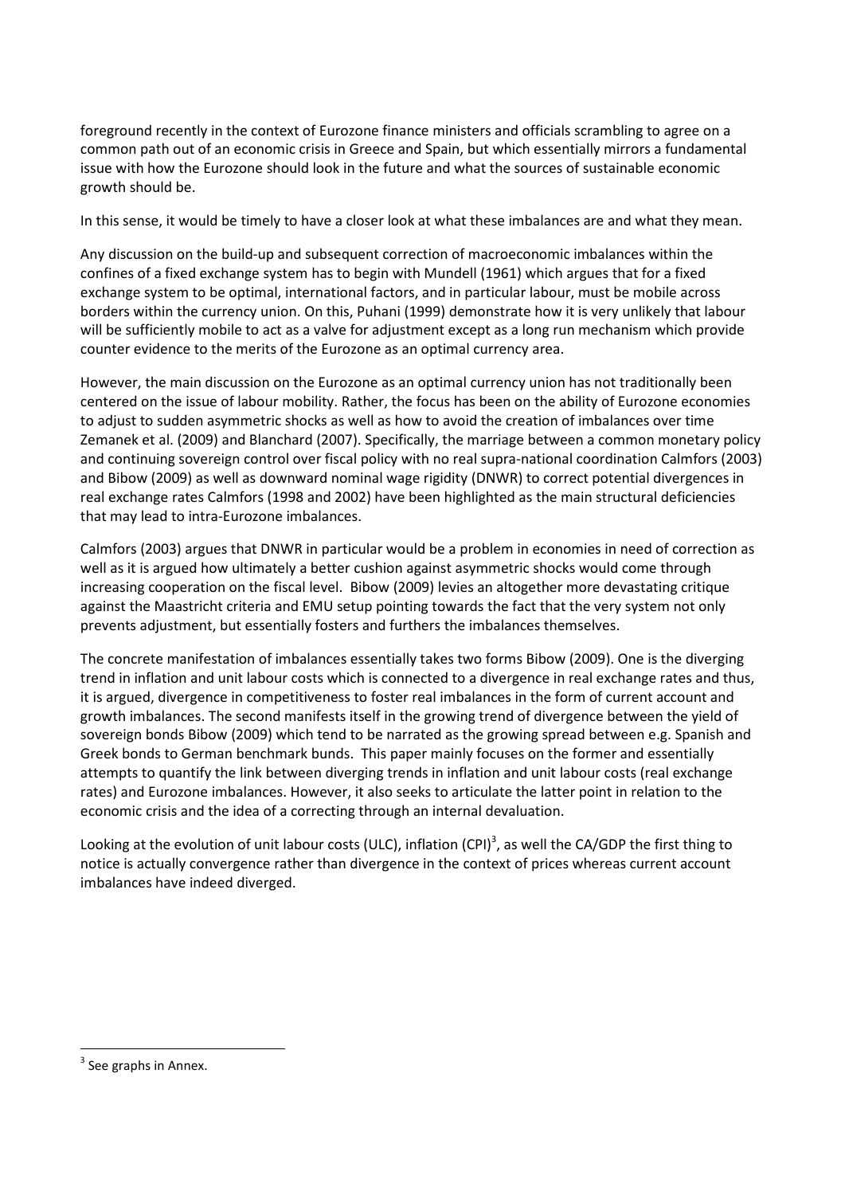foreground recently in the context of Eurozone finance ministers and officials scrambling to agree on a common path out of an economic crisis in Greece and Spain, but which essentially mirrors a fundamental issue with how the Eurozone should look in the future and what the sources of sustainable economic growth should be.

In this sense, it would be timely to have a closer look at what these imbalances are and what they mean.

Any discussion on the build-up and subsequent correction of macroeconomic imbalances within the confines of a fixed exchange system has to begin with Mundell (1961) which argues that for a fixed exchange system to be optimal, international factors, and in particular labour, must be mobile across borders within the currency union. On this, Puhani (1999) demonstrate how it is very unlikely that labour will be sufficiently mobile to act as a valve for adjustment except as a long run mechanism which provide counter evidence to the merits of the Eurozone as an optimal currency area.

However, the main discussion on the Eurozone as an optimal currency union has not traditionally been centered on the issue of labour mobility. Rather, the focus has been on the ability of Eurozone economies to adjust to sudden asymmetric shocks as well as how to avoid the creation of imbalances over time Zemanek et al. (2009) and Blanchard (2007). Specifically, the marriage between a common monetary policy and continuing sovereign control over fiscal policy with no real supra-national coordination Calmfors (2003) and Bibow (2009) as well as downward nominal wage rigidity (DNWR) to correct potential divergences in real exchange rates Calmfors (1998 and 2002) have been highlighted as the main structural deficiencies that may lead to intra-Eurozone imbalances.

Calmfors (2003) argues that DNWR in particular would be a problem in economies in need of correction as well as it is argued how ultimately a better cushion against asymmetric shocks would come through increasing cooperation on the fiscal level. Bibow (2009) levies an altogether more devastating critique against the Maastricht criteria and EMU setup pointing towards the fact that the very system not only prevents adjustment, but essentially fosters and furthers the imbalances themselves.

The concrete manifestation of imbalances essentially takes two forms Bibow (2009). One is the diverging trend in inflation and unit labour costs which is connected to a divergence in real exchange rates and thus, it is argued, divergence in competitiveness to foster real imbalances in the form of current account and growth imbalances. The second manifests itself in the growing trend of divergence between the yield of sovereign bonds Bibow (2009) which tend to be narrated as the growing spread between e.g. Spanish and Greek bonds to German benchmark bunds. This paper mainly focuses on the former and essentially attempts to quantify the link between diverging trends in inflation and unit labour costs (real exchange rates) and Eurozone imbalances. However, it also seeks to articulate the latter point in relation to the economic crisis and the idea of a correcting through an internal devaluation.

Looking at the evolution of unit labour costs (ULC), inflation (CPI)[3], as well the CA/GDP the first thing to notice is actually convergence rather than divergence in the context of prices whereas current account imbalances have indeed diverged.

---

[3] See graphs in Annex.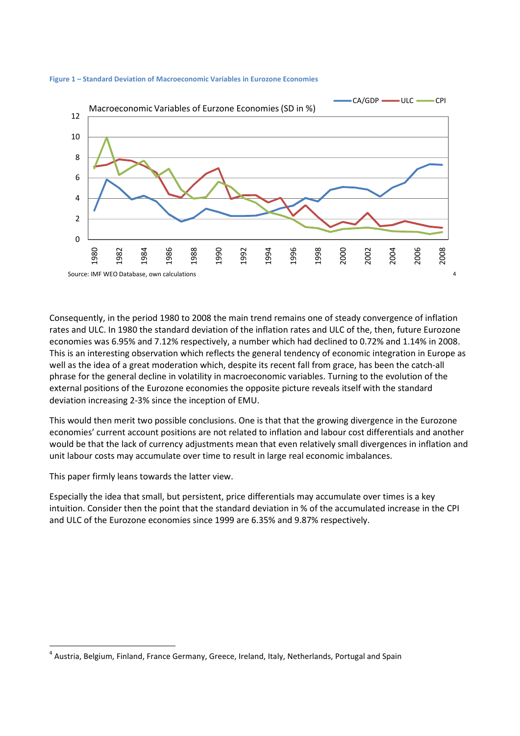**Figure 1 – Standard Deviation of Macroeconomic Variables in Eurozone Economies**

Source: IMF WEO Database, own calculations[4]

Consequently, in the period 1980 to 2008 the main trend remains one of steady convergence of inflation rates and ULC. In 1980 the standard deviation of the inflation rates and ULC of the, then, future Eurozone economies was 6.95% and 7.12% respectively, a number which had declined to 0.72% and 1.14% in 2008. This is an interesting observation which reflects the general tendency of economic integration in Europe as well as the idea of a great moderation which, despite its recent fall from grace, has been the catch-all phrase for the general decline in volatility in macroeconomic variables. Turning to the evolution of the external positions of the Eurozone economies the opposite picture reveals itself with the standard deviation increasing 2-3% since the inception of EMU.

This would then merit two possible conclusions. One is that that the growing divergence in the Eurozone economies' current account positions are not related to inflation and labour cost differentials and another would be that the lack of currency adjustments mean that even relatively small divergences in inflation and unit labour costs may accumulate over time to result in large real economic imbalances.

This paper firmly leans towards the latter view.

Especially the idea that small, but persistent, price differentials may accumulate over times is a key intuition. Consider then the point that the standard deviation in % of the accumulated increase in the CPI and ULC of the Eurozone economies since 1999 are 6.35% and 9.87% respectively.

---

[4] Austria, Belgium, Finland, France Germany, Greece, Ireland, Italy, Netherlands, Portugal and Spain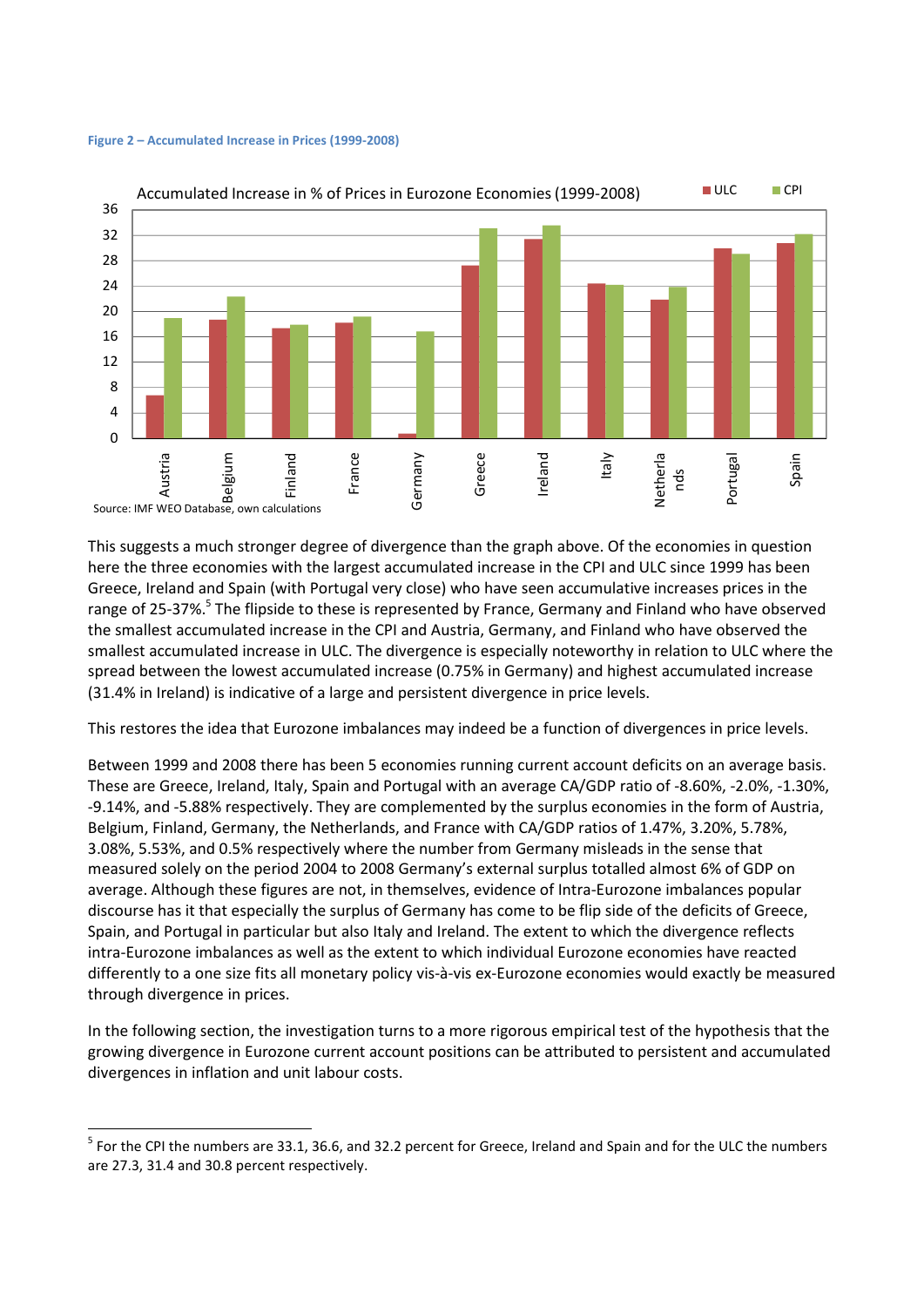**Figure 2 – Accumulated Increase in Prices (1999-2008)**

Source: IMF WEO Database, own calculations

This suggests a much stronger degree of divergence than the graph above. Of the economies in question here the three economies with the largest accumulated increase in the CPI and ULC since 1999 has been Greece, Ireland and Spain (with Portugal very close) who have seen accumulative increases prices in the range of 25-37%.[5] The flipside to these is represented by France, Germany and Finland who have observed the smallest accumulated increase in the CPI and Austria, Germany, and Finland who have observed the smallest accumulated increase in ULC. The divergence is especially noteworthy in relation to ULC where the spread between the lowest accumulated increase (0.75% in Germany) and highest accumulated increase (31.4% in Ireland) is indicative of a large and persistent divergence in price levels.

This restores the idea that Eurozone imbalances may indeed be a function of divergences in price levels.

Between 1999 and 2008 there has been 5 economies running current account deficits on an average basis. These are Greece, Ireland, Italy, Spain and Portugal with an average CA/GDP ratio of -8.60%, -2.0%, -1.30%, -9.14%, and -5.88% respectively. They are complemented by the surplus economies in the form of Austria, Belgium, Finland, Germany, the Netherlands, and France with CA/GDP ratios of 1.47%, 3.20%, 5.78%, 3.08%, 5.53%, and 0.5% respectively where the number from Germany misleads in the sense that measured solely on the period 2004 to 2008 Germany's external surplus totalled almost 6% of GDP on average. Although these figures are not, in themselves, evidence of Intra-Eurozone imbalances popular discourse has it that especially the surplus of Germany has come to be flip side of the deficits of Greece, Spain, and Portugal in particular but also Italy and Ireland. The extent to which the divergence reflects intra-Eurozone imbalances as well as the extent to which individual Eurozone economies have reacted differently to a one size fits all monetary policy vis-à-vis ex-Eurozone economies would exactly be measured through divergence in prices.

In the following section, the investigation turns to a more rigorous empirical test of the hypothesis that the growing divergence in Eurozone current account positions can be attributed to persistent and accumulated divergences in inflation and unit labour costs.

[5] For the CPI the numbers are 33.1, 36.6, and 32.2 percent for Greece, Ireland and Spain and for the ULC the numbers are 27.3, 31.4 and 30.8 percent respectively.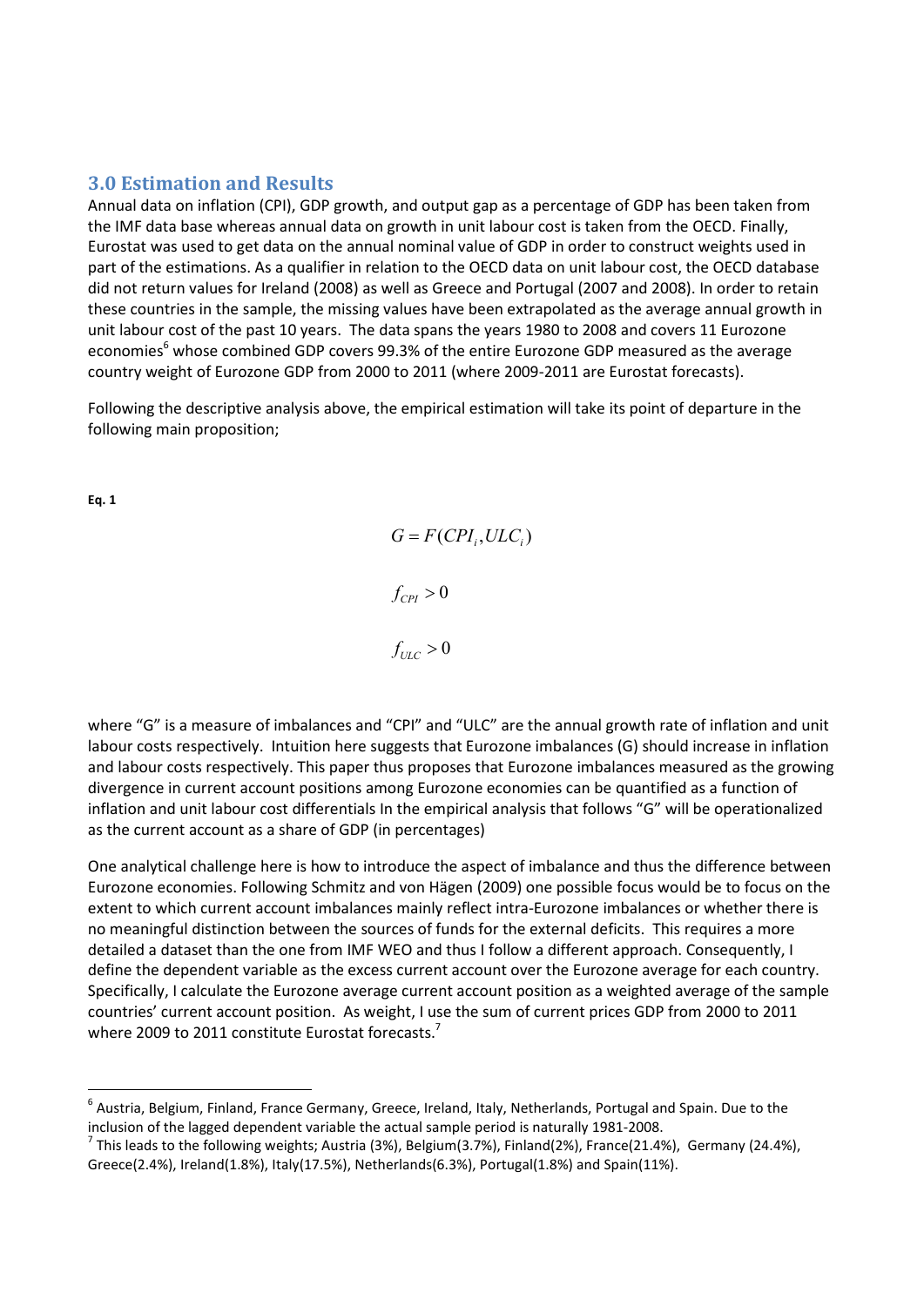## 3.0 Estimation and Results

Annual data on inflation (CPI), GDP growth, and output gap as a percentage of GDP has been taken from the IMF data base whereas annual data on growth in unit labour cost is taken from the OECD. Finally, Eurostat was used to get data on the annual nominal value of GDP in order to construct weights used in part of the estimations. As a qualifier in relation to the OECD data on unit labour cost, the OECD database did not return values for Ireland (2008) as well as Greece and Portugal (2007 and 2008). In order to retain these countries in the sample, the missing values have been extrapolated as the average annual growth in unit labour cost of the past 10 years. The data spans the years 1980 to 2008 and covers 11 Eurozone economies[6] whose combined GDP covers 99.3% of the entire Eurozone GDP measured as the average country weight of Eurozone GDP from 2000 to 2011 (where 2009-2011 are Eurostat forecasts).

Following the descriptive analysis above, the empirical estimation will take its point of departure in the following main proposition;

**Eq. 1**

$$G = F(CPI_i, ULC_i)$$

$$f_{CPI} > 0$$

$$f_{ULC} > 0$$

where "G" is a measure of imbalances and "CPI" and "ULC" are the annual growth rate of inflation and unit labour costs respectively. Intuition here suggests that Eurozone imbalances (G) should increase in inflation and labour costs respectively. This paper thus proposes that Eurozone imbalances measured as the growing divergence in current account positions among Eurozone economies can be quantified as a function of inflation and unit labour cost differentials In the empirical analysis that follows "G" will be operationalized as the current account as a share of GDP (in percentages)

One analytical challenge here is how to introduce the aspect of imbalance and thus the difference between Eurozone economies. Following Schmitz and von Hägen (2009) one possible focus would be to focus on the extent to which current account imbalances mainly reflect intra-Eurozone imbalances or whether there is no meaningful distinction between the sources of funds for the external deficits. This requires a more detailed a dataset than the one from IMF WEO and thus I follow a different approach. Consequently, I define the dependent variable as the excess current account over the Eurozone average for each country. Specifically, I calculate the Eurozone average current account position as a weighted average of the sample countries' current account position. As weight, I use the sum of current prices GDP from 2000 to 2011 where 2009 to 2011 constitute Eurostat forecasts.[7]

---

[6] Austria, Belgium, Finland, France Germany, Greece, Ireland, Italy, Netherlands, Portugal and Spain. Due to the inclusion of the lagged dependent variable the actual sample period is naturally 1981-2008.

[7] This leads to the following weights; Austria (3%), Belgium(3.7%), Finland(2%), France(21.4%), Germany (24.4%), Greece(2.4%), Ireland(1.8%), Italy(17.5%), Netherlands(6.3%), Portugal(1.8%) and Spain(11%).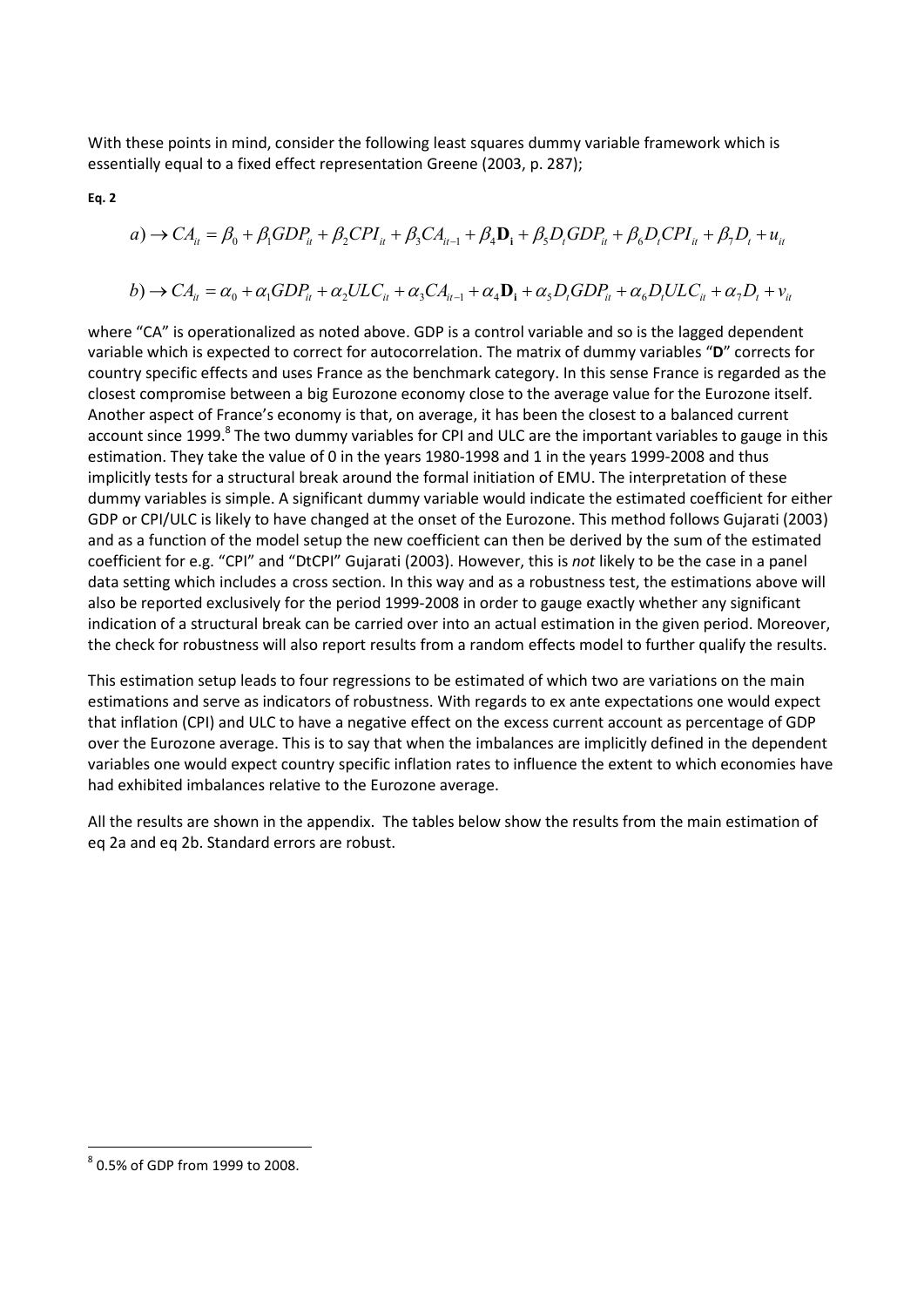With these points in mind, consider the following least squares dummy variable framework which is essentially equal to a fixed effect representation Greene (2003, p. 287);

**Eq. 2**

$$a) \rightarrow CA_{it} = \beta_0 + \beta_1 GDP_{it} + \beta_2 CPI_{it} + \beta_3 CA_{it-1} + \beta_4 \mathbf{D_i} + \beta_5 D_t GDP_{it} + \beta_6 D_t CPI_{it} + \beta_7 D_t + u_{it}$$

$$b) \rightarrow CA_{it} = \alpha_0 + \alpha_1 GDP_{it} + \alpha_2 ULC_{it} + \alpha_3 CA_{it-1} + \alpha_4 \mathbf{D_i} + \alpha_5 D_t GDP_{it} + \alpha_6 D_t ULC_{it} + \alpha_7 D_t + v_{it}$$

where "CA" is operationalized as noted above. GDP is a control variable and so is the lagged dependent variable which is expected to correct for autocorrelation. The matrix of dummy variables "**D**" corrects for country specific effects and uses France as the benchmark category. In this sense France is regarded as the closest compromise between a big Eurozone economy close to the average value for the Eurozone itself. Another aspect of France's economy is that, on average, it has been the closest to a balanced current account since 1999.[8] The two dummy variables for CPI and ULC are the important variables to gauge in this estimation. They take the value of 0 in the years 1980-1998 and 1 in the years 1999-2008 and thus implicitly tests for a structural break around the formal initiation of EMU. The interpretation of these dummy variables is simple. A significant dummy variable would indicate the estimated coefficient for either GDP or CPI/ULC is likely to have changed at the onset of the Eurozone. This method follows Gujarati (2003) and as a function of the model setup the new coefficient can then be derived by the sum of the estimated coefficient for e.g. "CPI" and "DtCPI" Gujarati (2003). However, this is *not* likely to be the case in a panel data setting which includes a cross section. In this way and as a robustness test, the estimations above will also be reported exclusively for the period 1999-2008 in order to gauge exactly whether any significant indication of a structural break can be carried over into an actual estimation in the given period. Moreover, the check for robustness will also report results from a random effects model to further qualify the results.

This estimation setup leads to four regressions to be estimated of which two are variations on the main estimations and serve as indicators of robustness. With regards to ex ante expectations one would expect that inflation (CPI) and ULC to have a negative effect on the excess current account as percentage of GDP over the Eurozone average. This is to say that when the imbalances are implicitly defined in the dependent variables one would expect country specific inflation rates to influence the extent to which economies have had exhibited imbalances relative to the Eurozone average.

All the results are shown in the appendix. The tables below show the results from the main estimation of eq 2a and eq 2b. Standard errors are robust.

[8] 0.5% of GDP from 1999 to 2008.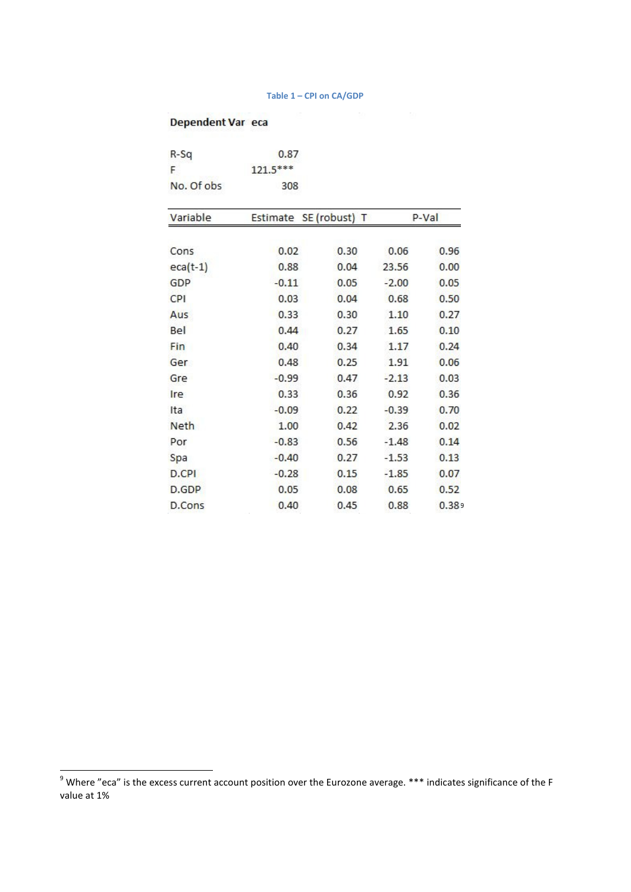Table 1 – CPI on CA/GDP

| Dependent Var | eca |
|---|---|
| R-Sq | 0.87 |
| F | 121.5*** |
| No. Of obs | 308 |

| Variable | Estimate | SE (robust) | T | P-Val |
|---|---|---|---|---|
| Cons | 0.02 | 0.30 | 0.06 | 0.96 |
| eca(t-1) | 0.88 | 0.04 | 23.56 | 0.00 |
| GDP | -0.11 | 0.05 | -2.00 | 0.05 |
| CPI | 0.03 | 0.04 | 0.68 | 0.50 |
| Aus | 0.33 | 0.30 | 1.10 | 0.27 |
| Bel | 0.44 | 0.27 | 1.65 | 0.10 |
| Fin | 0.40 | 0.34 | 1.17 | 0.24 |
| Ger | 0.48 | 0.25 | 1.91 | 0.06 |
| Gre | -0.99 | 0.47 | -2.13 | 0.03 |
| Ire | 0.33 | 0.36 | 0.92 | 0.36 |
| Ita | -0.09 | 0.22 | -0.39 | 0.70 |
| Neth | 1.00 | 0.42 | 2.36 | 0.02 |
| Por | -0.83 | 0.56 | -1.48 | 0.14 |
| Spa | -0.40 | 0.27 | -1.53 | 0.13 |
| D.CPI | -0.28 | 0.15 | -1.85 | 0.07 |
| D.GDP | 0.05 | 0.08 | 0.65 | 0.52 |
| D.Cons | 0.40 | 0.45 | 0.88 | 0.38[9] |

[9] Where "eca" is the excess current account position over the Eurozone average. *** indicates significance of the F value at 1%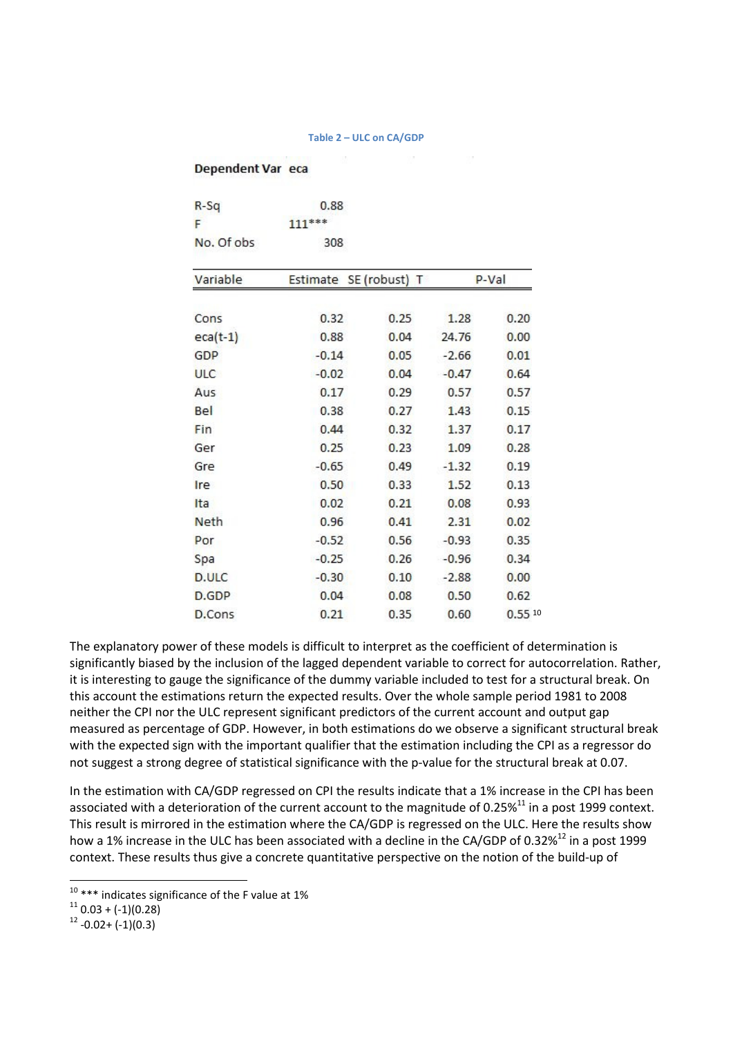Table 2 – ULC on CA/GDP

| Dependent Var | eca |
|---|---|
| R-Sq | 0.88 |
| F | 111*** |
| No. Of obs | 308 |

| Variable | Estimate | SE (robust) | T | P-Val |
|---|---|---|---|---|
| Cons | 0.32 | 0.25 | 1.28 | 0.20 |
| eca(t-1) | 0.88 | 0.04 | 24.76 | 0.00 |
| GDP | -0.14 | 0.05 | -2.66 | 0.01 |
| ULC | -0.02 | 0.04 | -0.47 | 0.64 |
| Aus | 0.17 | 0.29 | 0.57 | 0.57 |
| Bel | 0.38 | 0.27 | 1.43 | 0.15 |
| Fin | 0.44 | 0.32 | 1.37 | 0.17 |
| Ger | 0.25 | 0.23 | 1.09 | 0.28 |
| Gre | -0.65 | 0.49 | -1.32 | 0.19 |
| Ire | 0.50 | 0.33 | 1.52 | 0.13 |
| Ita | 0.02 | 0.21 | 0.08 | 0.93 |
| Neth | 0.96 | 0.41 | 2.31 | 0.02 |
| Por | -0.52 | 0.56 | -0.93 | 0.35 |
| Spa | -0.25 | 0.26 | -0.96 | 0.34 |
| D.ULC | -0.30 | 0.10 | -2.88 | 0.00 |
| D.GDP | 0.04 | 0.08 | 0.50 | 0.62 |
| D.Cons | 0.21 | 0.35 | 0.60 | 0.55 [10] |

The explanatory power of these models is difficult to interpret as the coefficient of determination is significantly biased by the inclusion of the lagged dependent variable to correct for autocorrelation. Rather, it is interesting to gauge the significance of the dummy variable included to test for a structural break. On this account the estimations return the expected results. Over the whole sample period 1981 to 2008 neither the CPI nor the ULC represent significant predictors of the current account and output gap measured as percentage of GDP. However, in both estimations do we observe a significant structural break with the expected sign with the important qualifier that the estimation including the CPI as a regressor do not suggest a strong degree of statistical significance with the p-value for the structural break at 0.07.

In the estimation with CA/GDP regressed on CPI the results indicate that a 1% increase in the CPI has been associated with a deterioration of the current account to the magnitude of 0.25%[11] in a post 1999 context. This result is mirrored in the estimation where the CA/GDP is regressed on the ULC. Here the results show how a 1% increase in the ULC has been associated with a decline in the CA/GDP of 0.32%[12] in a post 1999 context. These results thus give a concrete quantitative perspective on the notion of the build-up of

---

[10] *** indicates significance of the F value at 1%

[11] 0.03 + (-1)(0.28)

[12] -0.02+ (-1)(0.3)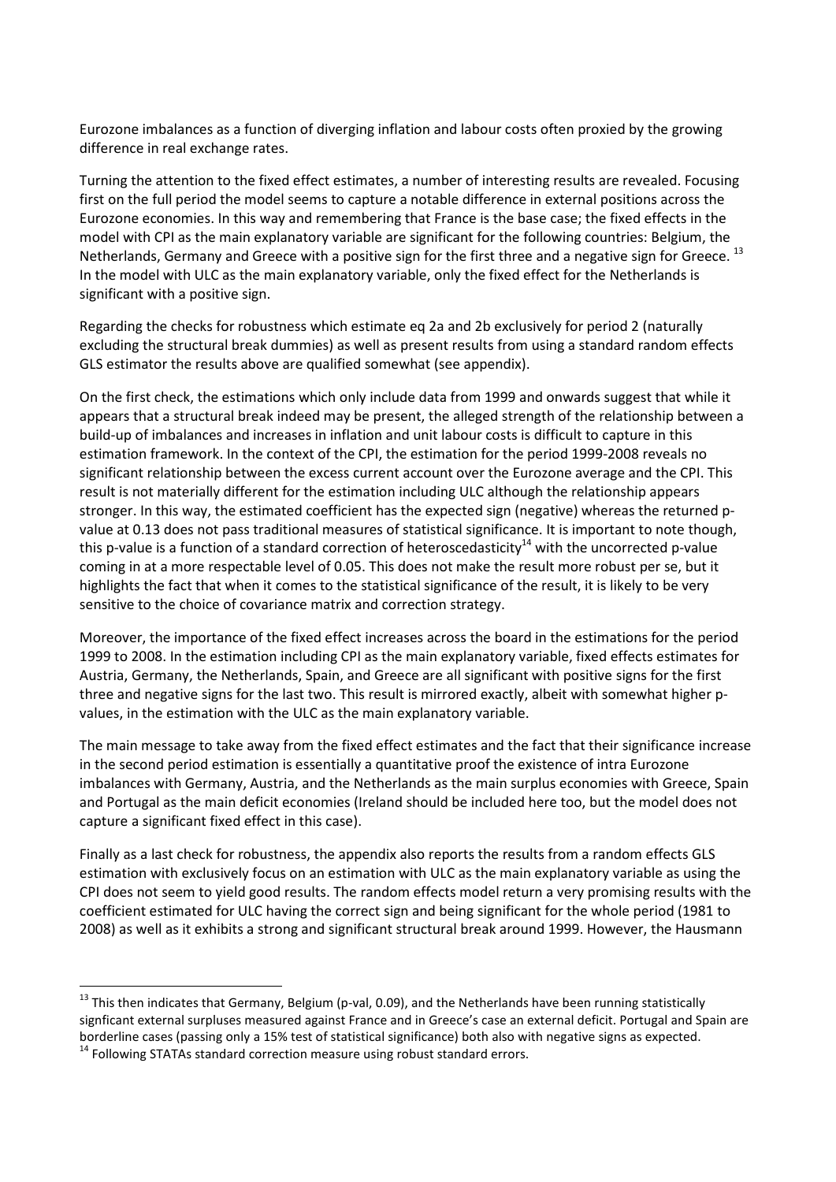Eurozone imbalances as a function of diverging inflation and labour costs often proxied by the growing difference in real exchange rates.

Turning the attention to the fixed effect estimates, a number of interesting results are revealed. Focusing first on the full period the model seems to capture a notable difference in external positions across the Eurozone economies. In this way and remembering that France is the base case; the fixed effects in the model with CPI as the main explanatory variable are significant for the following countries: Belgium, the Netherlands, Germany and Greece with a positive sign for the first three and a negative sign for Greece. [13] In the model with ULC as the main explanatory variable, only the fixed effect for the Netherlands is significant with a positive sign.

Regarding the checks for robustness which estimate eq 2a and 2b exclusively for period 2 (naturally excluding the structural break dummies) as well as present results from using a standard random effects GLS estimator the results above are qualified somewhat (see appendix).

On the first check, the estimations which only include data from 1999 and onwards suggest that while it appears that a structural break indeed may be present, the alleged strength of the relationship between a build-up of imbalances and increases in inflation and unit labour costs is difficult to capture in this estimation framework. In the context of the CPI, the estimation for the period 1999-2008 reveals no significant relationship between the excess current account over the Eurozone average and the CPI. This result is not materially different for the estimation including ULC although the relationship appears stronger. In this way, the estimated coefficient has the expected sign (negative) whereas the returned p-value at 0.13 does not pass traditional measures of statistical significance. It is important to note though, this p-value is a function of a standard correction of heteroscedasticity[14] with the uncorrected p-value coming in at a more respectable level of 0.05. This does not make the result more robust per se, but it highlights the fact that when it comes to the statistical significance of the result, it is likely to be very sensitive to the choice of covariance matrix and correction strategy.

Moreover, the importance of the fixed effect increases across the board in the estimations for the period 1999 to 2008. In the estimation including CPI as the main explanatory variable, fixed effects estimates for Austria, Germany, the Netherlands, Spain, and Greece are all significant with positive signs for the first three and negative signs for the last two. This result is mirrored exactly, albeit with somewhat higher p-values, in the estimation with the ULC as the main explanatory variable.

The main message to take away from the fixed effect estimates and the fact that their significance increase in the second period estimation is essentially a quantitative proof the existence of intra Eurozone imbalances with Germany, Austria, and the Netherlands as the main surplus economies with Greece, Spain and Portugal as the main deficit economies (Ireland should be included here too, but the model does not capture a significant fixed effect in this case).

Finally as a last check for robustness, the appendix also reports the results from a random effects GLS estimation with exclusively focus on an estimation with ULC as the main explanatory variable as using the CPI does not seem to yield good results. The random effects model return a very promising results with the coefficient estimated for ULC having the correct sign and being significant for the whole period (1981 to 2008) as well as it exhibits a strong and significant structural break around 1999. However, the Hausmann

---

[13] This then indicates that Germany, Belgium (p-val, 0.09), and the Netherlands have been running statistically signficant external surpluses measured against France and in Greece's case an external deficit. Portugal and Spain are borderline cases (passing only a 15% test of statistical significance) both also with negative signs as expected.

[14] Following STATAs standard correction measure using robust standard errors.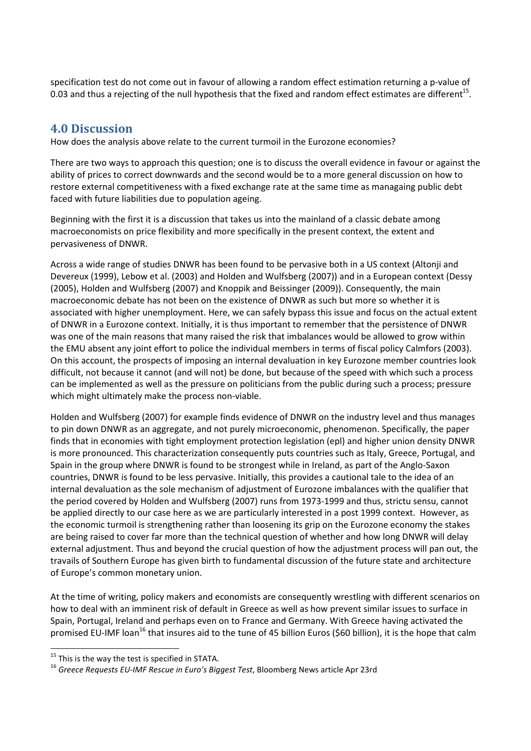specification test do not come out in favour of allowing a random effect estimation returning a p-value of 0.03 and thus a rejecting of the null hypothesis that the fixed and random effect estimates are different[15].

## 4.0 Discussion

How does the analysis above relate to the current turmoil in the Eurozone economies?

There are two ways to approach this question; one is to discuss the overall evidence in favour or against the ability of prices to correct downwards and the second would be to a more general discussion on how to restore external competitiveness with a fixed exchange rate at the same time as managaing public debt faced with future liabilities due to population ageing.

Beginning with the first it is a discussion that takes us into the mainland of a classic debate among macroeconomists on price flexibility and more specifically in the present context, the extent and pervasiveness of DNWR.

Across a wide range of studies DNWR has been found to be pervasive both in a US context (Altonji and Devereux (1999), Lebow et al. (2003) and Holden and Wulfsberg (2007)) and in a European context (Dessy (2005), Holden and Wulfsberg (2007) and Knoppik and Beissinger (2009)). Consequently, the main macroeconomic debate has not been on the existence of DNWR as such but more so whether it is associated with higher unemployment. Here, we can safely bypass this issue and focus on the actual extent of DNWR in a Eurozone context. Initially, it is thus important to remember that the persistence of DNWR was one of the main reasons that many raised the risk that imbalances would be allowed to grow within the EMU absent any joint effort to police the individual members in terms of fiscal policy Calmfors (2003). On this account, the prospects of imposing an internal devaluation in key Eurozone member countries look difficult, not because it cannot (and will not) be done, but because of the speed with which such a process can be implemented as well as the pressure on politicians from the public during such a process; pressure which might ultimately make the process non-viable.

Holden and Wulfsberg (2007) for example finds evidence of DNWR on the industry level and thus manages to pin down DNWR as an aggregate, and not purely microeconomic, phenomenon. Specifically, the paper finds that in economies with tight employment protection legislation (epl) and higher union density DNWR is more pronounced. This characterization consequently puts countries such as Italy, Greece, Portugal, and Spain in the group where DNWR is found to be strongest while in Ireland, as part of the Anglo-Saxon countries, DNWR is found to be less pervasive. Initially, this provides a cautional tale to the idea of an internal devaluation as the sole mechanism of adjustment of Eurozone imbalances with the qualifier that the period covered by Holden and Wulfsberg (2007) runs from 1973-1999 and thus, strictu sensu, cannot be applied directly to our case here as we are particularly interested in a post 1999 context. However, as the economic turmoil is strengthening rather than loosening its grip on the Eurozone economy the stakes are being raised to cover far more than the technical question of whether and how long DNWR will delay external adjustment. Thus and beyond the crucial question of how the adjustment process will pan out, the travails of Southern Europe has given birth to fundamental discussion of the future state and architecture of Europe's common monetary union.

At the time of writing, policy makers and economists are consequently wrestling with different scenarios on how to deal with an imminent risk of default in Greece as well as how prevent similar issues to surface in Spain, Portugal, Ireland and perhaps even on to France and Germany. With Greece having activated the promised EU-IMF loan[16] that insures aid to the tune of 45 billion Euros ($60 billion), it is the hope that calm

---

[15] This is the way the test is specified in STATA.

[16] *Greece Requests EU-IMF Rescue in Euro's Biggest Test*, Bloomberg News article Apr 23rd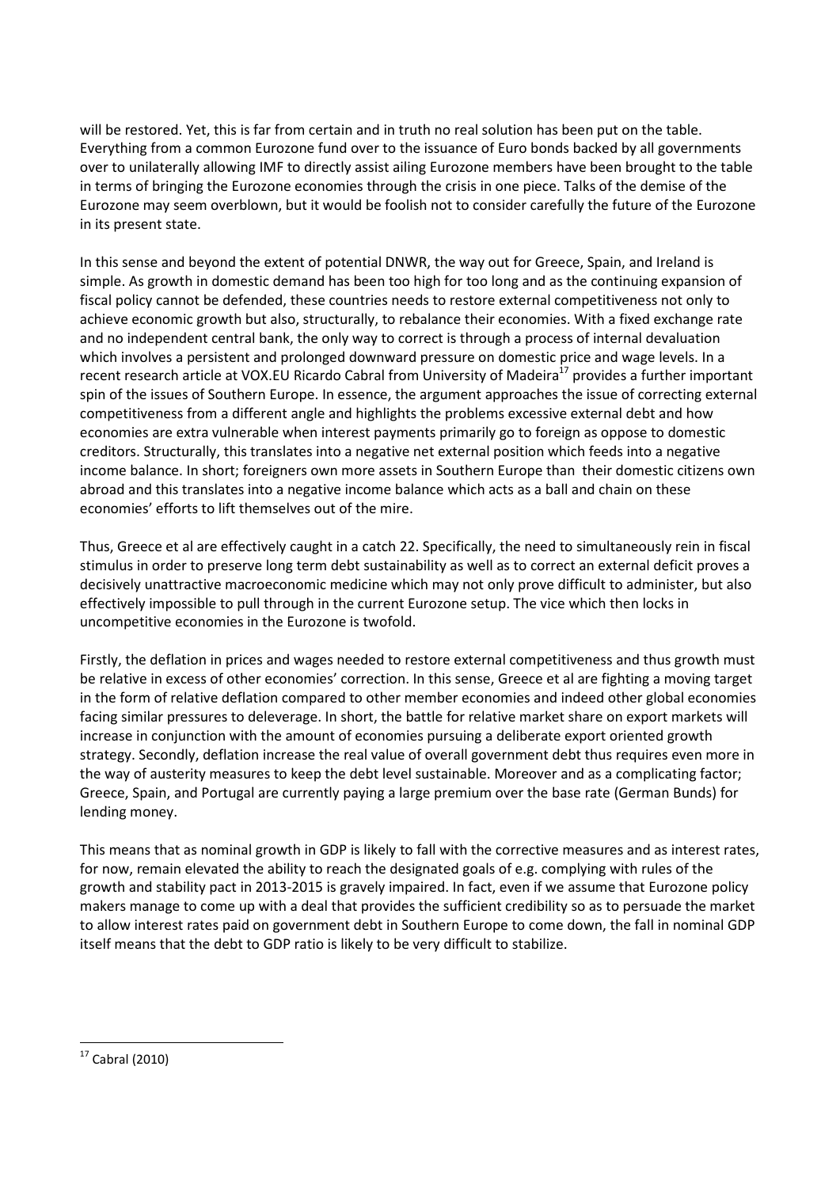will be restored. Yet, this is far from certain and in truth no real solution has been put on the table. Everything from a common Eurozone fund over to the issuance of Euro bonds backed by all governments over to unilaterally allowing IMF to directly assist ailing Eurozone members have been brought to the table in terms of bringing the Eurozone economies through the crisis in one piece. Talks of the demise of the Eurozone may seem overblown, but it would be foolish not to consider carefully the future of the Eurozone in its present state.

In this sense and beyond the extent of potential DNWR, the way out for Greece, Spain, and Ireland is simple. As growth in domestic demand has been too high for too long and as the continuing expansion of fiscal policy cannot be defended, these countries needs to restore external competitiveness not only to achieve economic growth but also, structurally, to rebalance their economies. With a fixed exchange rate and no independent central bank, the only way to correct is through a process of internal devaluation which involves a persistent and prolonged downward pressure on domestic price and wage levels. In a recent research article at VOX.EU Ricardo Cabral from University of Madeira[17] provides a further important spin of the issues of Southern Europe. In essence, the argument approaches the issue of correcting external competitiveness from a different angle and highlights the problems excessive external debt and how economies are extra vulnerable when interest payments primarily go to foreign as oppose to domestic creditors. Structurally, this translates into a negative net external position which feeds into a negative income balance. In short; foreigners own more assets in Southern Europe than their domestic citizens own abroad and this translates into a negative income balance which acts as a ball and chain on these economies' efforts to lift themselves out of the mire.

Thus, Greece et al are effectively caught in a catch 22. Specifically, the need to simultaneously rein in fiscal stimulus in order to preserve long term debt sustainability as well as to correct an external deficit proves a decisively unattractive macroeconomic medicine which may not only prove difficult to administer, but also effectively impossible to pull through in the current Eurozone setup. The vice which then locks in uncompetitive economies in the Eurozone is twofold.

Firstly, the deflation in prices and wages needed to restore external competitiveness and thus growth must be relative in excess of other economies' correction. In this sense, Greece et al are fighting a moving target in the form of relative deflation compared to other member economies and indeed other global economies facing similar pressures to deleverage. In short, the battle for relative market share on export markets will increase in conjunction with the amount of economies pursuing a deliberate export oriented growth strategy. Secondly, deflation increase the real value of overall government debt thus requires even more in the way of austerity measures to keep the debt level sustainable. Moreover and as a complicating factor; Greece, Spain, and Portugal are currently paying a large premium over the base rate (German Bunds) for lending money.

This means that as nominal growth in GDP is likely to fall with the corrective measures and as interest rates, for now, remain elevated the ability to reach the designated goals of e.g. complying with rules of the growth and stability pact in 2013-2015 is gravely impaired. In fact, even if we assume that Eurozone policy makers manage to come up with a deal that provides the sufficient credibility so as to persuade the market to allow interest rates paid on government debt in Southern Europe to come down, the fall in nominal GDP itself means that the debt to GDP ratio is likely to be very difficult to stabilize.

[17] Cabral (2010)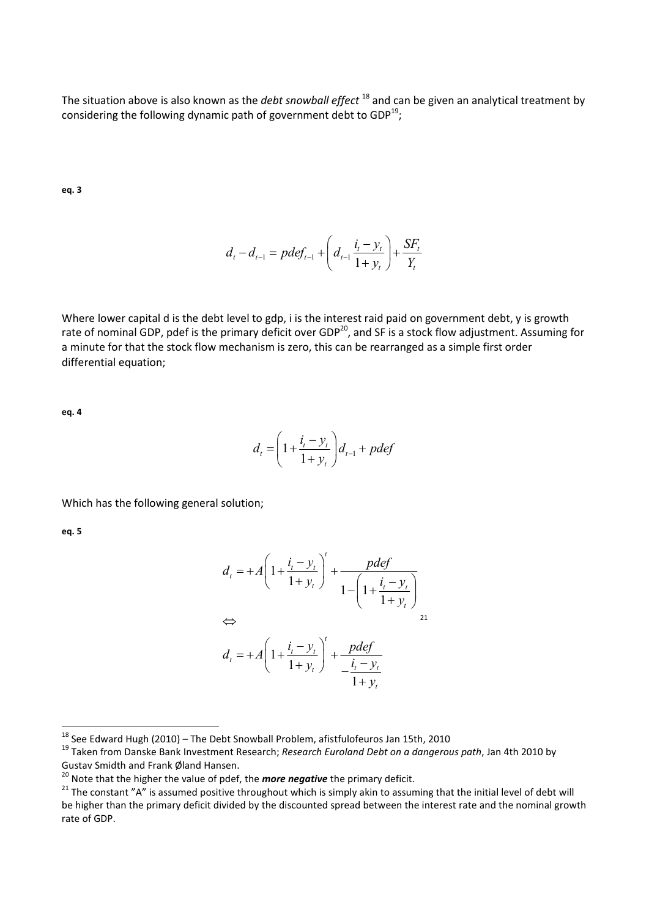The situation above is also known as the *debt snowball effect* [18] and can be given an analytical treatment by considering the following dynamic path of government debt to GDP[19];

**eq. 3**

$$d_t - d_{t-1} = pdef_{t-1} + \left( d_{t-1} \frac{i_t - y_t}{1 + y_t} \right) + \frac{SF_t}{Y_t}$$

Where lower capital d is the debt level to gdp, i is the interest raid paid on government debt, y is growth rate of nominal GDP, pdef is the primary deficit over GDP[20], and SF is a stock flow adjustment. Assuming for a minute for that the stock flow mechanism is zero, this can be rearranged as a simple first order differential equation;

**eq. 4**

$$d_t = \left( 1 + \frac{i_t - y_t}{1 + y_t} \right) d_{t-1} + pdef$$

Which has the following general solution;

**eq. 5**

$$d_t = +A \left( 1 + \frac{i_t - y_t}{1 + y_t} \right)^t + \frac{pdef}{1 - \left( 1 + \frac{i_t - y_t}{1 + y_t} \right)}$$

$$\Leftrightarrow$$ [21]

$$d_t = +A \left( 1 + \frac{i_t - y_t}{1 + y_t} \right)^t + \frac{pdef}{-\frac{i_t - y_t}{1 + y_t}}$$

---

[18] See Edward Hugh (2010) – The Debt Snowball Problem, afistfulofeuros Jan 15th, 2010

[19] Taken from Danske Bank Investment Research; *Research Euroland Debt on a dangerous path*, Jan 4th 2010 by Gustav Smidth and Frank Øland Hansen.

[20] Note that the higher the value of pdef, the ***more negative*** the primary deficit.

[21] The constant "A" is assumed positive throughout which is simply akin to assuming that the initial level of debt will be higher than the primary deficit divided by the discounted spread between the interest rate and the nominal growth rate of GDP.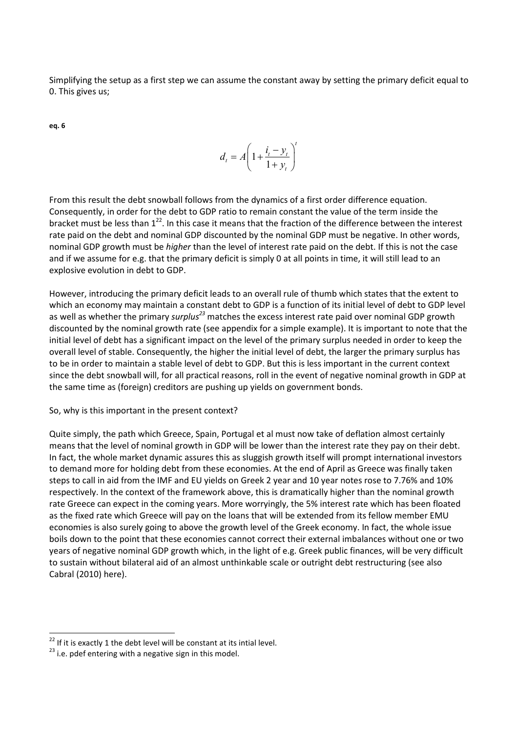Simplifying the setup as a first step we can assume the constant away by setting the primary deficit equal to 0. This gives us;

**eq. 6**

$$d_t = A\left(1 + \frac{i_t - y_t}{1 + y_t}\right)^t$$

From this result the debt snowball follows from the dynamics of a first order difference equation. Consequently, in order for the debt to GDP ratio to remain constant the value of the term inside the bracket must be less than 1[22]. In this case it means that the fraction of the difference between the interest rate paid on the debt and nominal GDP discounted by the nominal GDP must be negative. In other words, nominal GDP growth must be *higher* than the level of interest rate paid on the debt. If this is not the case and if we assume for e.g. that the primary deficit is simply 0 at all points in time, it will still lead to an explosive evolution in debt to GDP.

However, introducing the primary deficit leads to an overall rule of thumb which states that the extent to which an economy may maintain a constant debt to GDP is a function of its initial level of debt to GDP level as well as whether the primary *surplus*[23] matches the excess interest rate paid over nominal GDP growth discounted by the nominal growth rate (see appendix for a simple example). It is important to note that the initial level of debt has a significant impact on the level of the primary surplus needed in order to keep the overall level of stable. Consequently, the higher the initial level of debt, the larger the primary surplus has to be in order to maintain a stable level of debt to GDP. But this is less important in the current context since the debt snowball will, for all practical reasons, roll in the event of negative nominal growth in GDP at the same time as (foreign) creditors are pushing up yields on government bonds.

So, why is this important in the present context?

Quite simply, the path which Greece, Spain, Portugal et al must now take of deflation almost certainly means that the level of nominal growth in GDP will be lower than the interest rate they pay on their debt. In fact, the whole market dynamic assures this as sluggish growth itself will prompt international investors to demand more for holding debt from these economies. At the end of April as Greece was finally taken steps to call in aid from the IMF and EU yields on Greek 2 year and 10 year notes rose to 7.76% and 10% respectively. In the context of the framework above, this is dramatically higher than the nominal growth rate Greece can expect in the coming years. More worryingly, the 5% interest rate which has been floated as the fixed rate which Greece will pay on the loans that will be extended from its fellow member EMU economies is also surely going to above the growth level of the Greek economy. In fact, the whole issue boils down to the point that these economies cannot correct their external imbalances without one or two years of negative nominal GDP growth which, in the light of e.g. Greek public finances, will be very difficult to sustain without bilateral aid of an almost unthinkable scale or outright debt restructuring (see also Cabral (2010) here).

---

[22] If it is exactly 1 the debt level will be constant at its intial level.

[23] i.e. pdef entering with a negative sign in this model.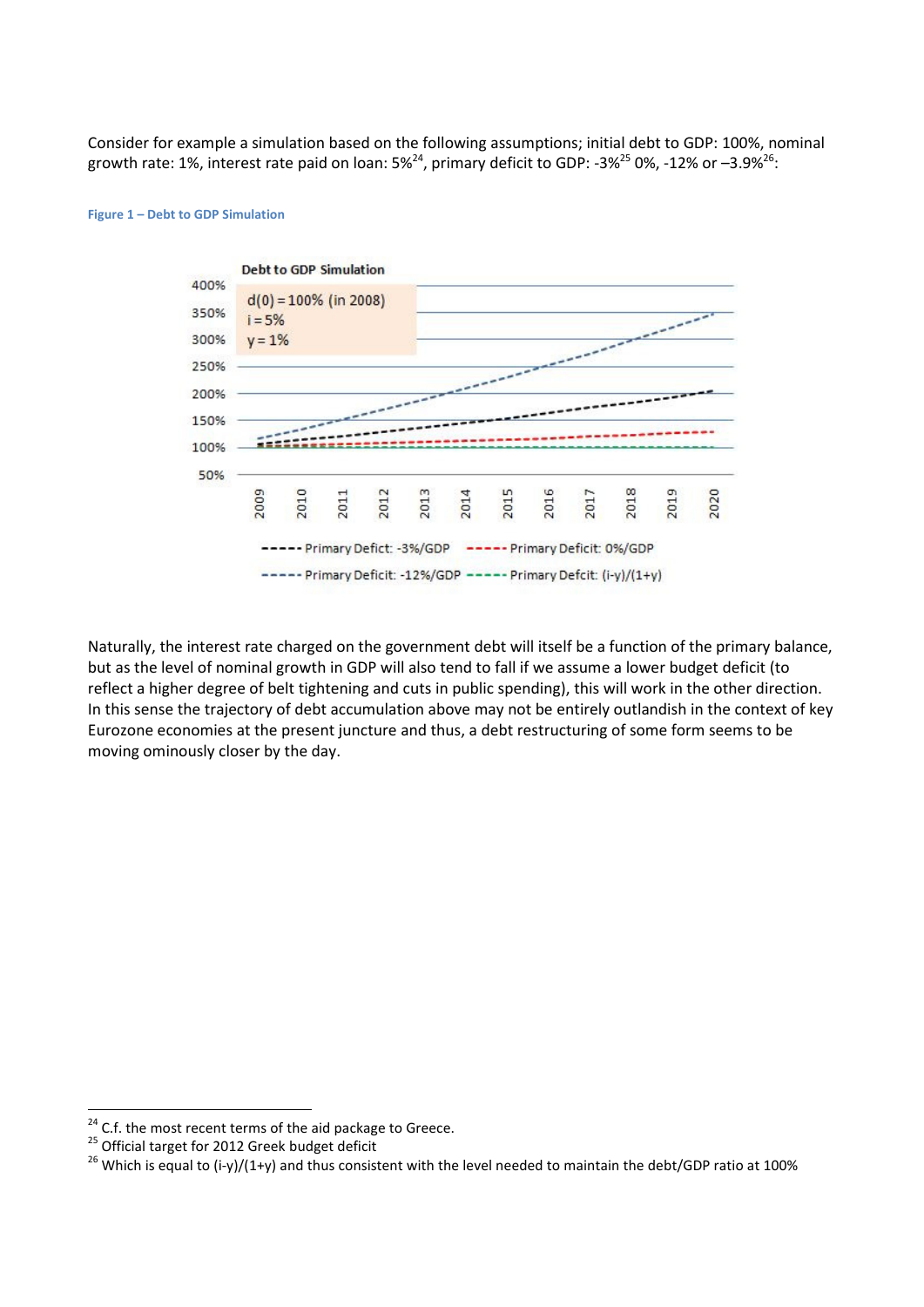Consider for example a simulation based on the following assumptions; initial debt to GDP: 100%, nominal growth rate: 1%, interest rate paid on loan: 5%[24], primary deficit to GDP: -3%[25] 0%, -12% or –3.9%[26]:

**Figure 1 – Debt to GDP Simulation**

Naturally, the interest rate charged on the government debt will itself be a function of the primary balance, but as the level of nominal growth in GDP will also tend to fall if we assume a lower budget deficit (to reflect a higher degree of belt tightening and cuts in public spending), this will work in the other direction. In this sense the trajectory of debt accumulation above may not be entirely outlandish in the context of key Eurozone economies at the present juncture and thus, a debt restructuring of some form seems to be moving ominously closer by the day.

---

[24] C.f. the most recent terms of the aid package to Greece.

[25] Official target for 2012 Greek budget deficit

[26] Which is equal to $(i-y)/(1+y)$ and thus consistent with the level needed to maintain the debt/GDP ratio at 100%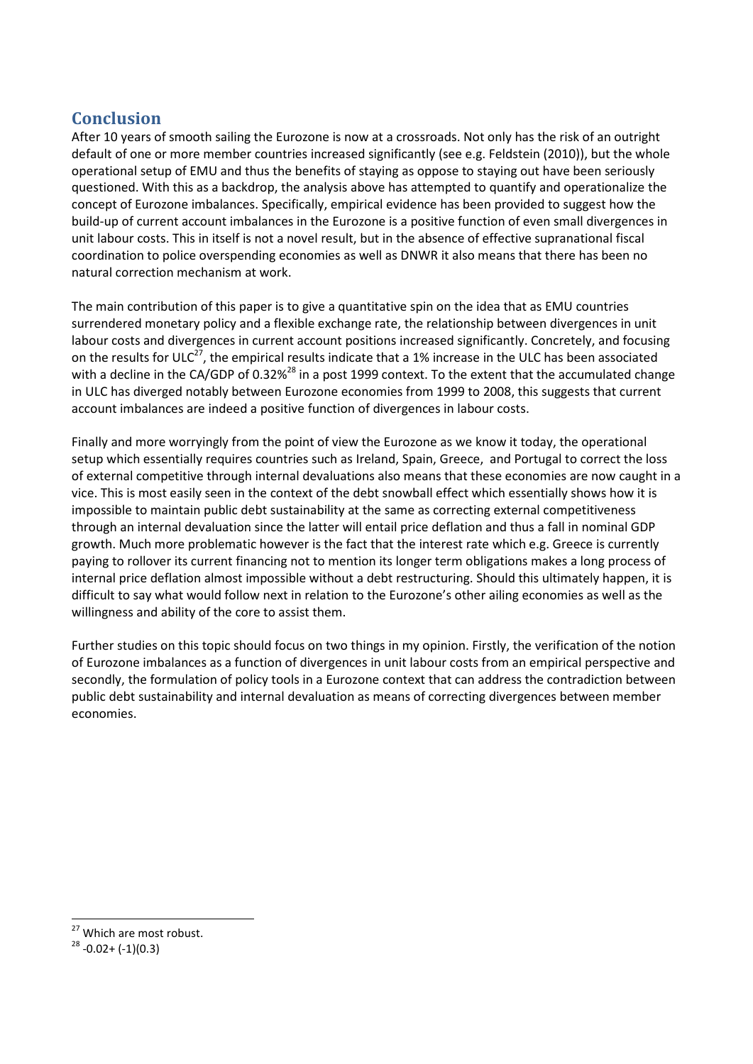## Conclusion

After 10 years of smooth sailing the Eurozone is now at a crossroads. Not only has the risk of an outright default of one or more member countries increased significantly (see e.g. Feldstein (2010)), but the whole operational setup of EMU and thus the benefits of staying as oppose to staying out have been seriously questioned. With this as a backdrop, the analysis above has attempted to quantify and operationalize the concept of Eurozone imbalances. Specifically, empirical evidence has been provided to suggest how the build-up of current account imbalances in the Eurozone is a positive function of even small divergences in unit labour costs. This in itself is not a novel result, but in the absence of effective supranational fiscal coordination to police overspending economies as well as DNWR it also means that there has been no natural correction mechanism at work.

The main contribution of this paper is to give a quantitative spin on the idea that as EMU countries surrendered monetary policy and a flexible exchange rate, the relationship between divergences in unit labour costs and divergences in current account positions increased significantly. Concretely, and focusing on the results for ULC[27], the empirical results indicate that a 1% increase in the ULC has been associated with a decline in the CA/GDP of 0.32%[28] in a post 1999 context. To the extent that the accumulated change in ULC has diverged notably between Eurozone economies from 1999 to 2008, this suggests that current account imbalances are indeed a positive function of divergences in labour costs.

Finally and more worryingly from the point of view the Eurozone as we know it today, the operational setup which essentially requires countries such as Ireland, Spain, Greece, and Portugal to correct the loss of external competitive through internal devaluations also means that these economies are now caught in a vice. This is most easily seen in the context of the debt snowball effect which essentially shows how it is impossible to maintain public debt sustainability at the same as correcting external competitiveness through an internal devaluation since the latter will entail price deflation and thus a fall in nominal GDP growth. Much more problematic however is the fact that the interest rate which e.g. Greece is currently paying to rollover its current financing not to mention its longer term obligations makes a long process of internal price deflation almost impossible without a debt restructuring. Should this ultimately happen, it is difficult to say what would follow next in relation to the Eurozone's other ailing economies as well as the willingness and ability of the core to assist them.

Further studies on this topic should focus on two things in my opinion. Firstly, the verification of the notion of Eurozone imbalances as a function of divergences in unit labour costs from an empirical perspective and secondly, the formulation of policy tools in a Eurozone context that can address the contradiction between public debt sustainability and internal devaluation as means of correcting divergences between member economies.

---

[27] Which are most robust.

[28] $-0.02+(-1)(0.3)$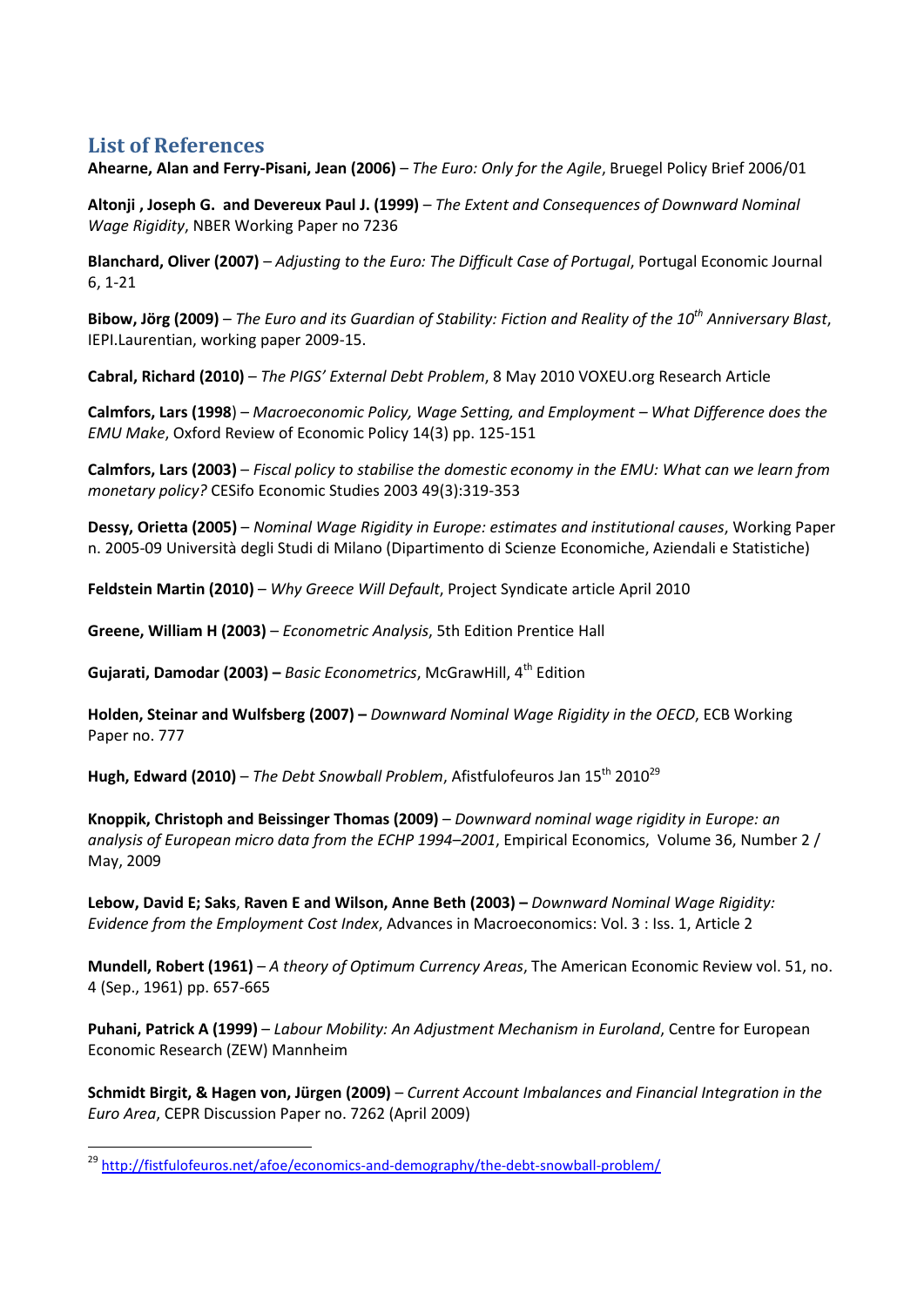## List of References

**Ahearne, Alan and Ferry-Pisani, Jean (2006)** – *The Euro: Only for the Agile*, Bruegel Policy Brief 2006/01

**Altonji , Joseph G. and Devereux Paul J. (1999)** – *The Extent and Consequences of Downward Nominal Wage Rigidity*, NBER Working Paper no 7236

**Blanchard, Oliver (2007)** – *Adjusting to the Euro: The Difficult Case of Portugal*, Portugal Economic Journal 6, 1-21

**Bibow, Jörg (2009)** – *The Euro and its Guardian of Stability: Fiction and Reality of the 10th Anniversary Blast*, IEPI.Laurentian, working paper 2009-15.

**Cabral, Richard (2010)** – *The PIGS' External Debt Problem*, 8 May 2010 VOXEU.org Research Article

**Calmfors, Lars (1998**) – *Macroeconomic Policy, Wage Setting, and Employment – What Difference does the EMU Make*, Oxford Review of Economic Policy 14(3) pp. 125-151

**Calmfors, Lars (2003)** – *Fiscal policy to stabilise the domestic economy in the EMU: What can we learn from monetary policy?* CESifo Economic Studies 2003 49(3):319-353

**Dessy, Orietta (2005)** – *Nominal Wage Rigidity in Europe: estimates and institutional causes*, Working Paper n. 2005-09 Università degli Studi di Milano (Dipartimento di Scienze Economiche, Aziendali e Statistiche)

**Feldstein Martin (2010)** – *Why Greece Will Default*, Project Syndicate article April 2010

**Greene, William H (2003)** – *Econometric Analysis*, 5th Edition Prentice Hall

**Gujarati, Damodar (2003) –** *Basic Econometrics*, McGrawHill, 4th Edition

**Holden, Steinar and Wulfsberg (2007) –** *Downward Nominal Wage Rigidity in the OECD*, ECB Working Paper no. 777

**Hugh, Edward (2010)** – *The Debt Snowball Problem*, Afistfulofeuros Jan 15th 2010[29]

**Knoppik, Christoph and Beissinger Thomas (2009)** – *Downward nominal wage rigidity in Europe: an analysis of European micro data from the ECHP 1994–2001*, Empirical Economics, Volume 36, Number 2 / May, 2009

**Lebow, David E; Saks, Raven E and Wilson, Anne Beth (2003) –** *Downward Nominal Wage Rigidity: Evidence from the Employment Cost Index*, Advances in Macroeconomics: Vol. 3 : Iss. 1, Article 2

**Mundell, Robert (1961)** – *A theory of Optimum Currency Areas*, The American Economic Review vol. 51, no. 4 (Sep., 1961) pp. 657-665

**Puhani, Patrick A (1999)** – *Labour Mobility: An Adjustment Mechanism in Euroland*, Centre for European Economic Research (ZEW) Mannheim

**Schmidt Birgit, & Hagen von, Jürgen (2009)** – *Current Account Imbalances and Financial Integration in the Euro Area*, CEPR Discussion Paper no. 7262 (April 2009)

[29] http://fistfulofeuros.net/afoe/economics-and-demography/the-debt-snowball-problem/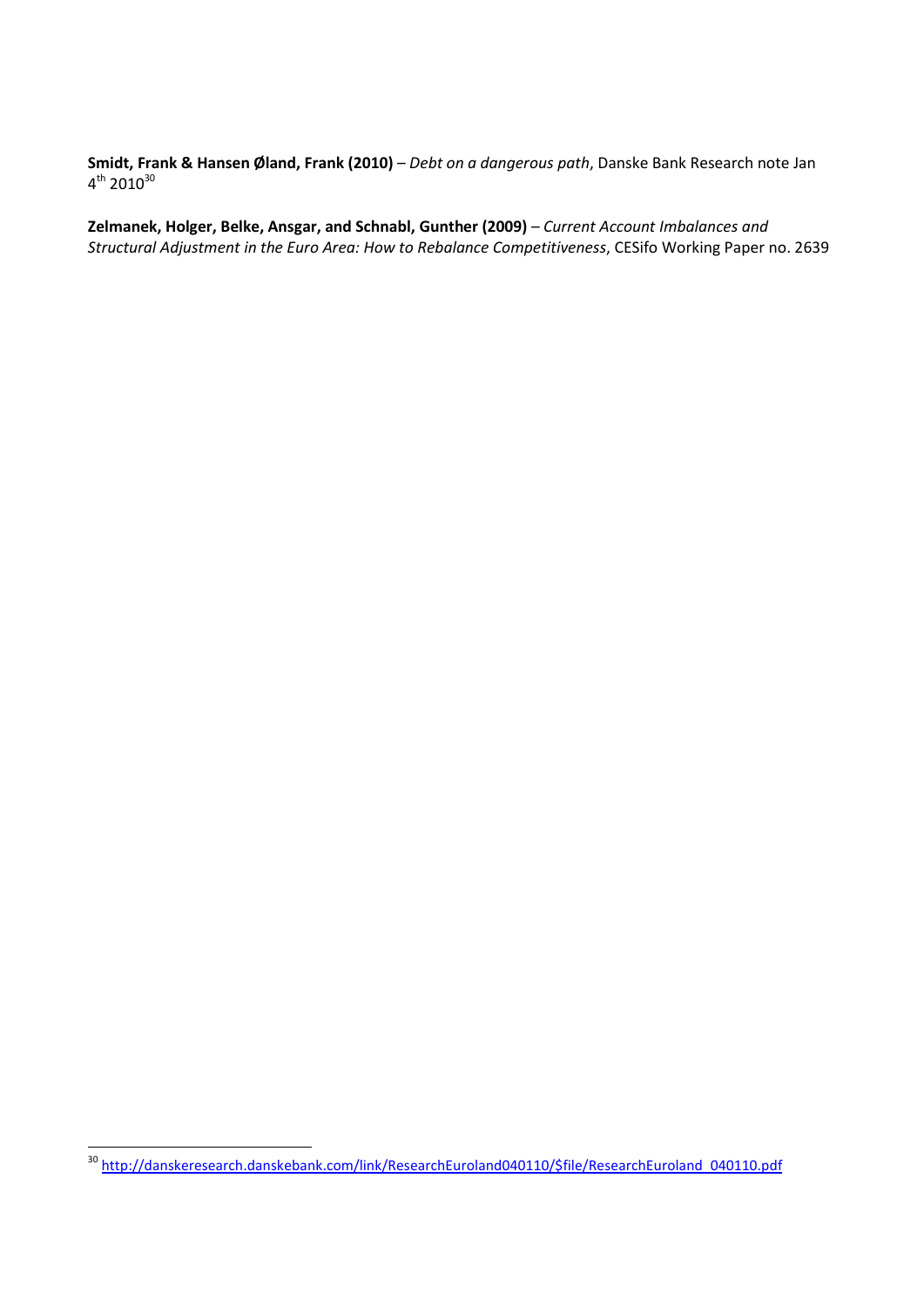**Smidt, Frank & Hansen Øland, Frank (2010)** – *Debt on a dangerous path*, Danske Bank Research note Jan 4th 2010[30]

**Zelmanek, Holger, Belke, Ansgar, and Schnabl, Gunther (2009)** – *Current Account Imbalances and Structural Adjustment in the Euro Area: How to Rebalance Competitiveness*, CESifo Working Paper no. 2639

---

[30] http://danskeresearch.danskebank.com/link/ResearchEuroland040110/$file/ResearchEuroland_040110.pdf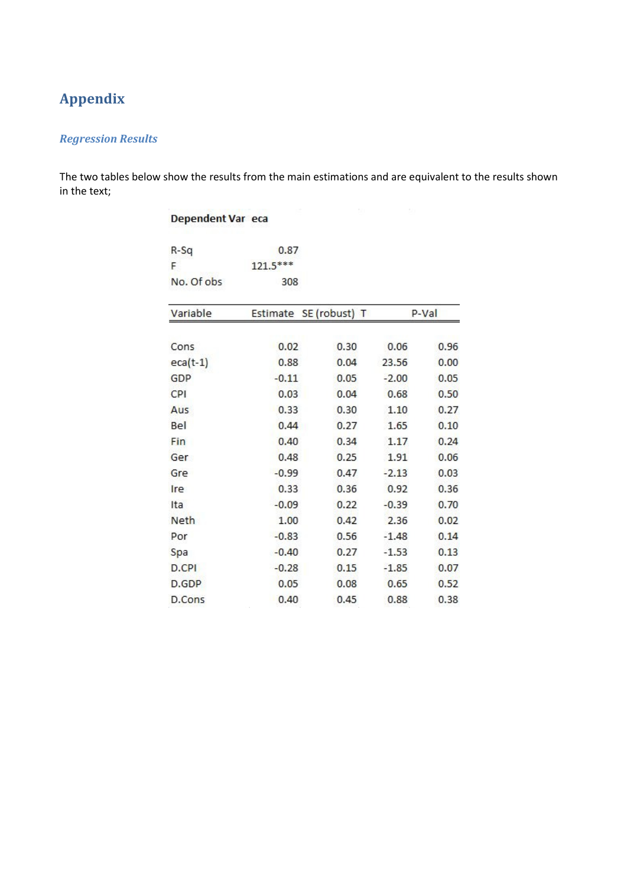# Appendix

### *Regression Results*

The two tables below show the results from the main estimations and are equivalent to the results shown in the text;

| **Dependent Var** | **eca** | | | |
|---|---|---|---|---|
| R-Sq | 0.87 | | | |
| F | 121.5*** | | | |
| No. Of obs | 308 | | | |

| Variable | Estimate | SE (robust) | T | P-Val |
|---|---|---|---|---|
| Cons | 0.02 | 0.30 | 0.06 | 0.96 |
| eca(t-1) | 0.88 | 0.04 | 23.56 | 0.00 |
| GDP | -0.11 | 0.05 | -2.00 | 0.05 |
| CPI | 0.03 | 0.04 | 0.68 | 0.50 |
| Aus | 0.33 | 0.30 | 1.10 | 0.27 |
| Bel | 0.44 | 0.27 | 1.65 | 0.10 |
| Fin | 0.40 | 0.34 | 1.17 | 0.24 |
| Ger | 0.48 | 0.25 | 1.91 | 0.06 |
| Gre | -0.99 | 0.47 | -2.13 | 0.03 |
| Ire | 0.33 | 0.36 | 0.92 | 0.36 |
| Ita | -0.09 | 0.22 | -0.39 | 0.70 |
| Neth | 1.00 | 0.42 | 2.36 | 0.02 |
| Por | -0.83 | 0.56 | -1.48 | 0.14 |
| Spa | -0.40 | 0.27 | -1.53 | 0.13 |
| D.CPI | -0.28 | 0.15 | -1.85 | 0.07 |
| D.GDP | 0.05 | 0.08 | 0.65 | 0.52 |
| D.Cons | 0.40 | 0.45 | 0.88 | 0.38 |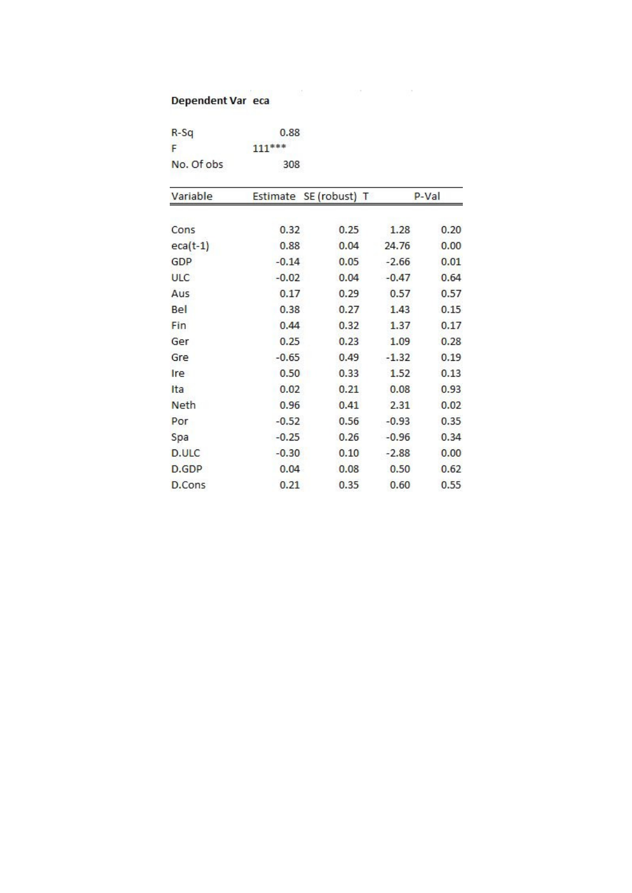**Dependent Var** **eca**

| | |
|---|---|
| R-Sq | 0.88 |
| F | 111*** |
| No. Of obs | 308 |

| Variable | Estimate | SE (robust) | T | P-Val |
|---|---|---|---|---|
| Cons | 0.32 | 0.25 | 1.28 | 0.20 |
| eca(t-1) | 0.88 | 0.04 | 24.76 | 0.00 |
| GDP | -0.14 | 0.05 | -2.66 | 0.01 |
| ULC | -0.02 | 0.04 | -0.47 | 0.64 |
| Aus | 0.17 | 0.29 | 0.57 | 0.57 |
| Bel | 0.38 | 0.27 | 1.43 | 0.15 |
| Fin | 0.44 | 0.32 | 1.37 | 0.17 |
| Ger | 0.25 | 0.23 | 1.09 | 0.28 |
| Gre | -0.65 | 0.49 | -1.32 | 0.19 |
| Ire | 0.50 | 0.33 | 1.52 | 0.13 |
| Ita | 0.02 | 0.21 | 0.08 | 0.93 |
| Neth | 0.96 | 0.41 | 2.31 | 0.02 |
| Por | -0.52 | 0.56 | -0.93 | 0.35 |
| Spa | -0.25 | 0.26 | -0.96 | 0.34 |
| D.ULC | -0.30 | 0.10 | -2.88 | 0.00 |
| D.GDP | 0.04 | 0.08 | 0.50 | 0.62 |
| D.Cons | 0.21 | 0.35 | 0.60 | 0.55 |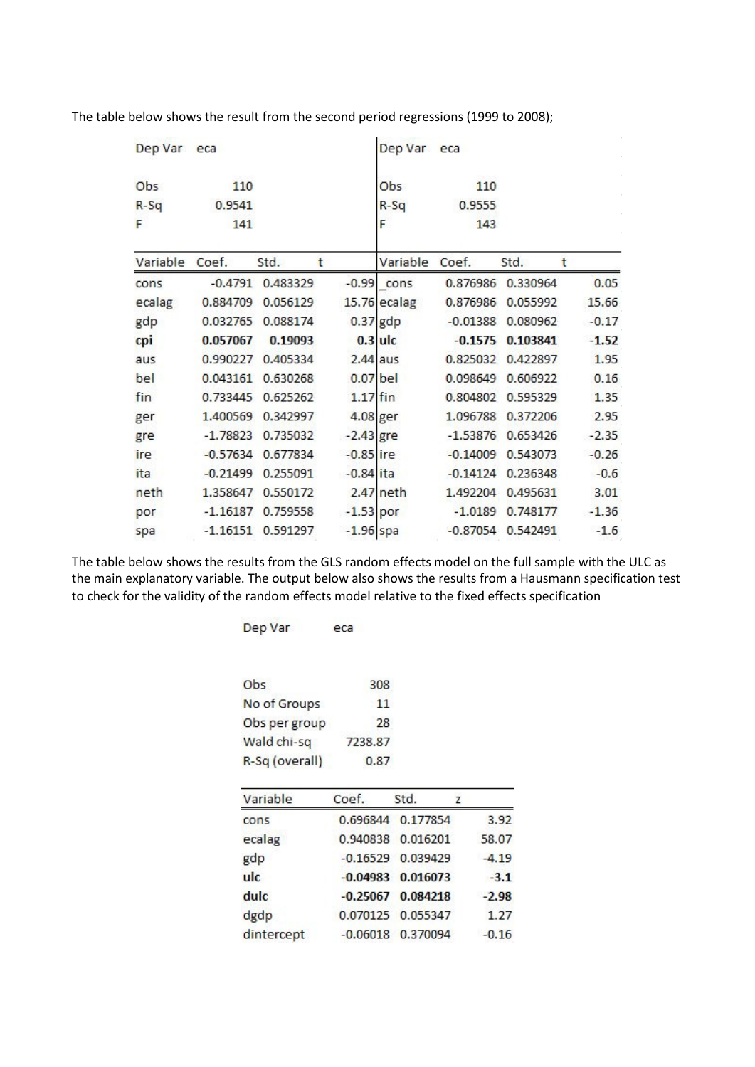The table below shows the result from the second period regressions (1999 to 2008);

| Dep Var | eca | | | Dep Var | eca | | |
|---|---|---|---|---|---|---|---|
| | | | | | | | |
| Obs | 110 | | | Obs | 110 | | |
| R-Sq | 0.9541 | | | R-Sq | 0.9555 | | |
| F | 141 | | | F | 143 | | |
| | | | | | | | |
| **Variable** | **Coef.** | **Std.** | **t** | **Variable** | **Coef.** | **Std.** | **t** |
| cons | -0.4791 | 0.483329 | -0.99 | _cons | 0.876986 | 0.330964 | 0.05 |
| ecalag | 0.884709 | 0.056129 | 15.76 | ecalag | 0.876986 | 0.055992 | 15.66 |
| gdp | 0.032765 | 0.088174 | 0.37 | gdp | -0.01388 | 0.080962 | -0.17 |
| **cpi** | **0.057067** | **0.19093** | **0.3** | **ulc** | **-0.1575** | **0.103841** | **-1.52** |
| aus | 0.990227 | 0.405334 | 2.44 | aus | 0.825032 | 0.422897 | 1.95 |
| bel | 0.043161 | 0.630268 | 0.07 | bel | 0.098649 | 0.606922 | 0.16 |
| fin | 0.733445 | 0.625262 | 1.17 | fin | 0.804802 | 0.595329 | 1.35 |
| ger | 1.400569 | 0.342997 | 4.08 | ger | 1.096788 | 0.372206 | 2.95 |
| gre | -1.78823 | 0.735032 | -2.43 | gre | -1.53876 | 0.653426 | -2.35 |
| ire | -0.57634 | 0.677834 | -0.85 | ire | -0.14009 | 0.543073 | -0.26 |
| ita | -0.21499 | 0.255091 | -0.84 | ita | -0.14124 | 0.236348 | -0.6 |
| neth | 1.358647 | 0.550172 | 2.47 | neth | 1.492204 | 0.495631 | 3.01 |
| por | -1.16187 | 0.759558 | -1.53 | por | -1.0189 | 0.748177 | -1.36 |
| spa | -1.16151 | 0.591297 | -1.96 | spa | -0.87054 | 0.542491 | -1.6 |

The table below shows the results from the GLS random effects model on the full sample with the ULC as the main explanatory variable. The output below also shows the results from a Hausmann specification test to check for the validity of the random effects model relative to the fixed effects specification

| Dep Var | eca | | |
|---|---|---|---|
| | | | |
| Obs | 308 | | |
| No of Groups | 11 | | |
| Obs per group | 28 | | |
| Wald chi-sq | 7238.87 | | |
| R-Sq (overall) | 0.87 | | |
| | | | |
| **Variable** | **Coef.** | **Std.** | **z** |
| cons | 0.696844 | 0.177854 | 3.92 |
| ecalag | 0.940838 | 0.016201 | 58.07 |
| gdp | -0.16529 | 0.039429 | -4.19 |
| **ulc** | **-0.04983** | **0.016073** | **-3.1** |
| **dulc** | **-0.25067** | **0.084218** | **-2.98** |
| dgdp | 0.070125 | 0.055347 | 1.27 |
| dintercept | -0.06018 | 0.370094 | -0.16 |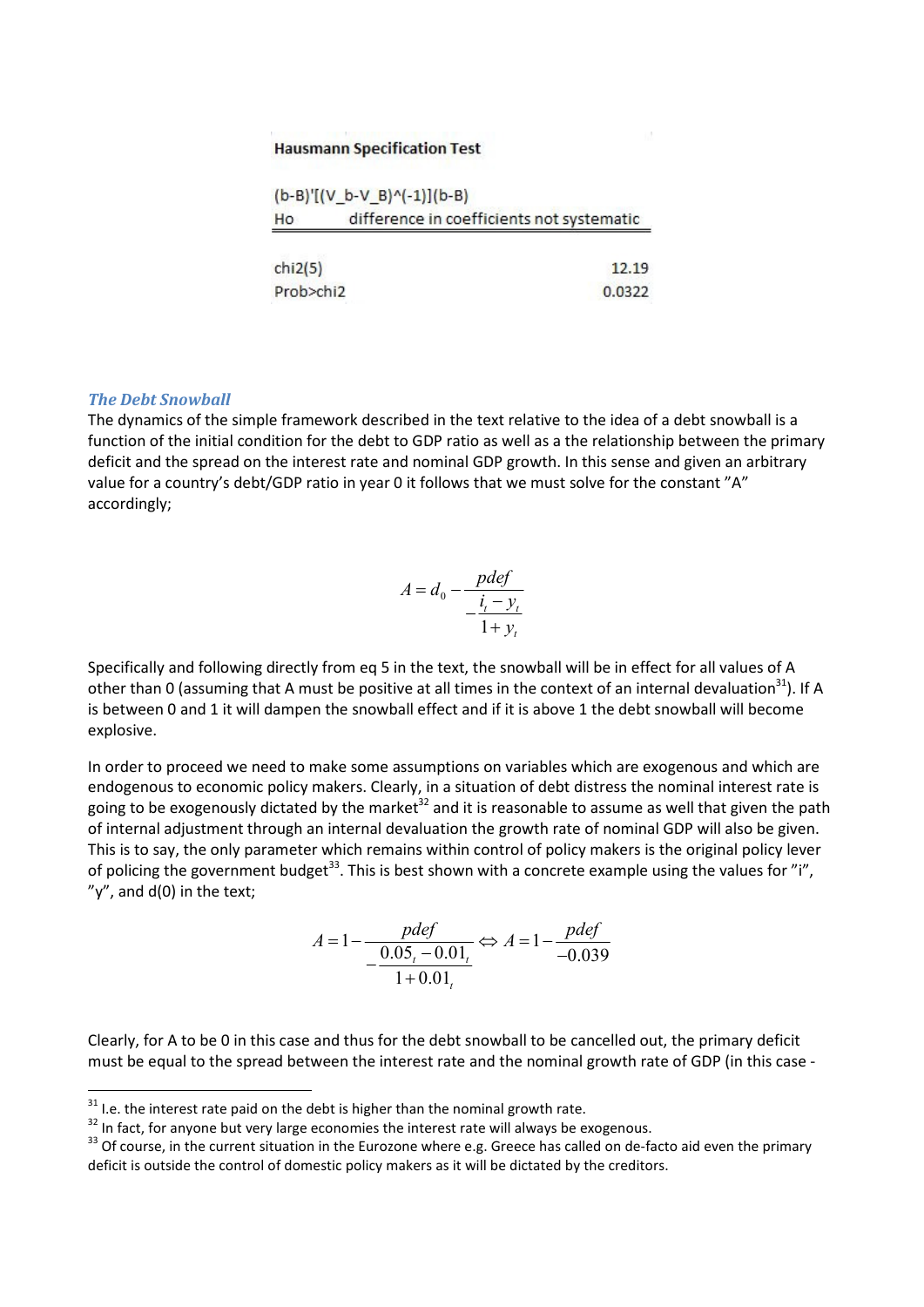**Hausmann Specification Test**

| (b-B)'[(V_b-V_B)^(-1)](b-B) | |
|---|---|
| Ho | difference in coefficients not systematic |
| chi2(5) | 12.19 |
| Prob>chi2 | 0.0322 |

### *The Debt Snowball*

The dynamics of the simple framework described in the text relative to the idea of a debt snowball is a function of the initial condition for the debt to GDP ratio as well as a the relationship between the primary deficit and the spread on the interest rate and nominal GDP growth. In this sense and given an arbitrary value for a country's debt/GDP ratio in year 0 it follows that we must solve for the constant "A" accordingly;

$$A = d_0 - \frac{pdef}{-\dfrac{i_t - y_t}{1 + y_t}}$$

Specifically and following directly from eq 5 in the text, the snowball will be in effect for all values of A other than 0 (assuming that A must be positive at all times in the context of an internal devaluation[31]). If A is between 0 and 1 it will dampen the snowball effect and if it is above 1 the debt snowball will become explosive.

In order to proceed we need to make some assumptions on variables which are exogenous and which are endogenous to economic policy makers. Clearly, in a situation of debt distress the nominal interest rate is going to be exogenously dictated by the market[32] and it is reasonable to assume as well that given the path of internal adjustment through an internal devaluation the growth rate of nominal GDP will also be given. This is to say, the only parameter which remains within control of policy makers is the original policy lever of policing the government budget[33]. This is best shown with a concrete example using the values for "i", "y", and d(0) in the text;

$$A = 1 - \frac{pdef}{-\dfrac{0.05_t - 0.01_t}{1 + 0.01_t}} \Leftrightarrow A = 1 - \frac{pdef}{-0.039}$$

Clearly, for A to be 0 in this case and thus for the debt snowball to be cancelled out, the primary deficit must be equal to the spread between the interest rate and the nominal growth rate of GDP (in this case -

---

[31] I.e. the interest rate paid on the debt is higher than the nominal growth rate.

[32] In fact, for anyone but very large economies the interest rate will always be exogenous.

[33] Of course, in the current situation in the Eurozone where e.g. Greece has called on de-facto aid even the primary deficit is outside the control of domestic policy makers as it will be dictated by the creditors.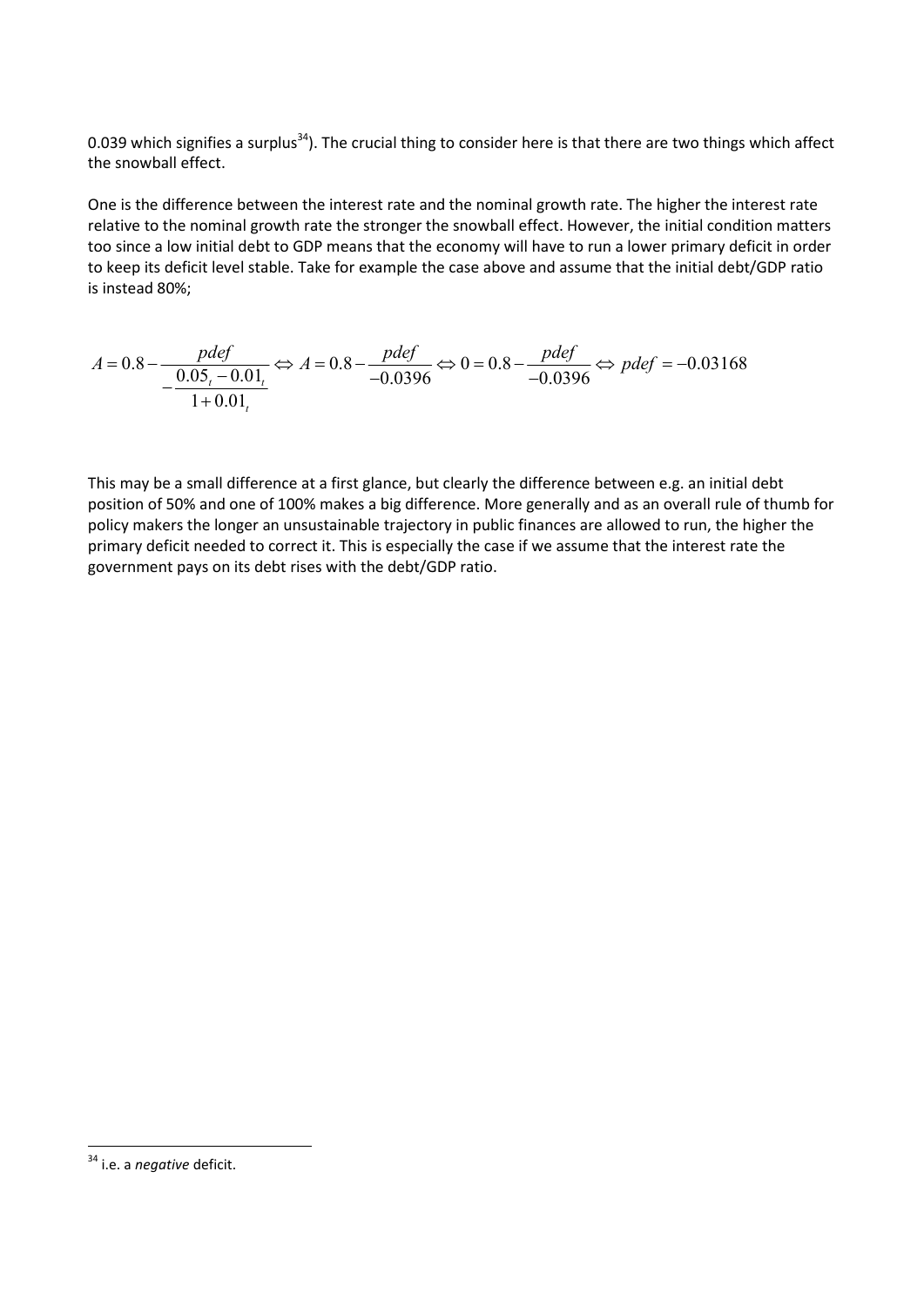0.039 which signifies a surplus[34]). The crucial thing to consider here is that there are two things which affect the snowball effect.

One is the difference between the interest rate and the nominal growth rate. The higher the interest rate relative to the nominal growth rate the stronger the snowball effect. However, the initial condition matters too since a low initial debt to GDP means that the economy will have to run a lower primary deficit in order to keep its deficit level stable. Take for example the case above and assume that the initial debt/GDP ratio is instead 80%;

$$A = 0.8 - \frac{pdef}{-\frac{0.05_t - 0.01_t}{1 + 0.01_t}} \Leftrightarrow A = 0.8 - \frac{pdef}{-0.0396} \Leftrightarrow 0 = 0.8 - \frac{pdef}{-0.0396} \Leftrightarrow pdef = -0.03168$$

This may be a small difference at a first glance, but clearly the difference between e.g. an initial debt position of 50% and one of 100% makes a big difference. More generally and as an overall rule of thumb for policy makers the longer an unsustainable trajectory in public finances are allowed to run, the higher the primary deficit needed to correct it. This is especially the case if we assume that the interest rate the government pays on its debt rises with the debt/GDP ratio.

[34] i.e. a *negative* deficit.